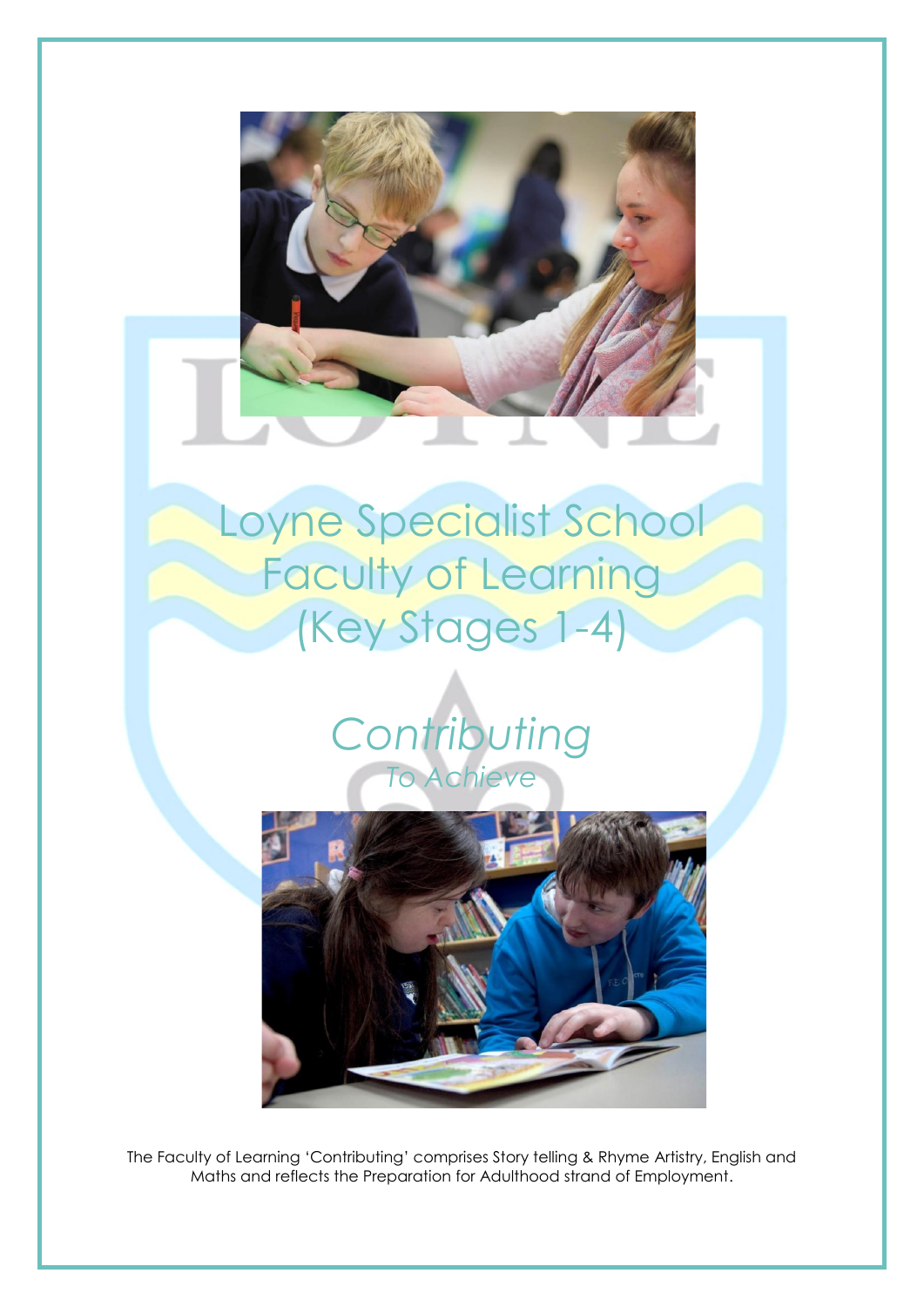# Loyne Specialist School
# Faculty of Learning
# (Key Stages 1-4)

## *Contributing*
*To Achieve*

The Faculty of Learning 'Contributing' comprises Story telling & Rhyme Artistry, English and Maths and reflects the Preparation for Adulthood strand of Employment.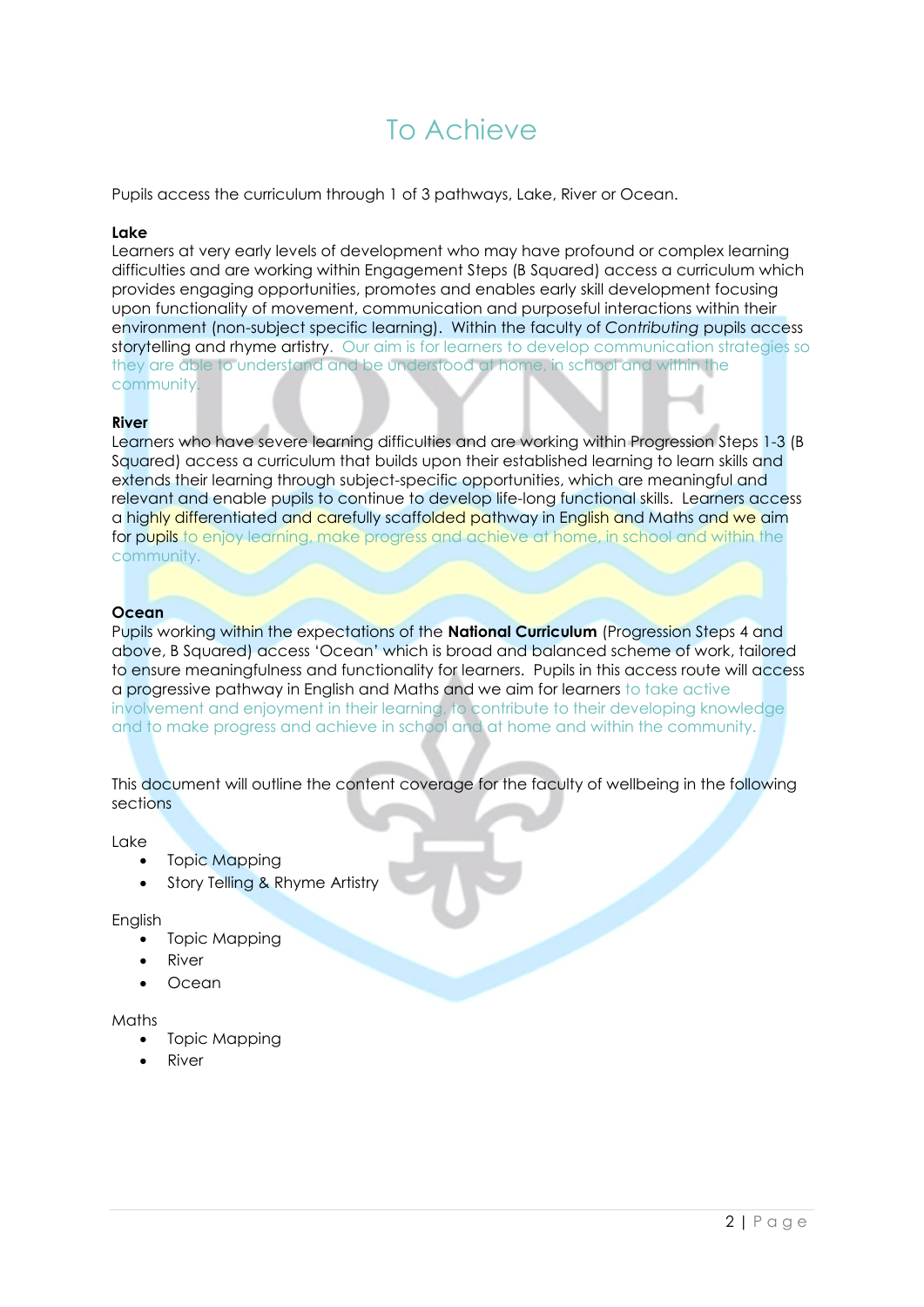# To Achieve

Pupils access the curriculum through 1 of 3 pathways, Lake, River or Ocean.

**Lake**
Learners at very early levels of development who may have profound or complex learning difficulties and are working within Engagement Steps (B Squared) access a curriculum which provides engaging opportunities, promotes and enables early skill development focusing upon functionality of movement, communication and purposeful interactions within their environment (non-subject specific learning). Within the faculty of *Contributing* pupils access storytelling and rhyme artistry. Our aim is for learners to develop communication strategies so they are able to understand and be understood at home, in school and within the community.

**River**
Learners who have severe learning difficulties and are working within Progression Steps 1-3 (B Squared) access a curriculum that builds upon their established learning to learn skills and extends their learning through subject-specific opportunities, which are meaningful and relevant and enable pupils to continue to develop life-long functional skills. Learners access a highly differentiated and carefully scaffolded pathway in English and Maths and we aim for pupils to enjoy learning, make progress and achieve at home, in school and within the community.

**Ocean**
Pupils working within the expectations of the **National Curriculum** (Progression Steps 4 and above, B Squared) access 'Ocean' which is broad and balanced scheme of work, tailored to ensure meaningfulness and functionality for learners. Pupils in this access route will access a progressive pathway in English and Maths and we aim for learners to take active involvement and enjoyment in their learning, to contribute to their developing knowledge and to make progress and achieve in school and at home and within the community.

This document will outline the content coverage for the faculty of wellbeing in the following sections

Lake

- Topic Mapping
- Story Telling & Rhyme Artistry

English

- Topic Mapping
- River
- Ocean

Maths

- Topic Mapping
- River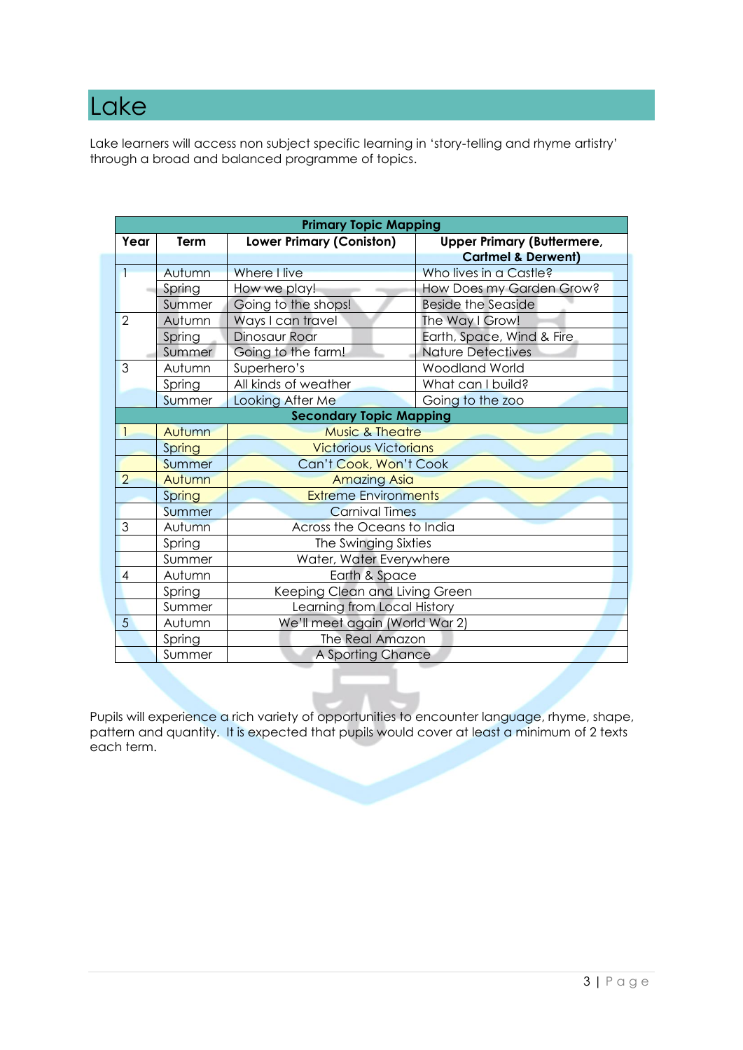# Lake

Lake learners will access non subject specific learning in 'story-telling and rhyme artistry' through a broad and balanced programme of topics.

| **Primary Topic Mapping** | | | |
|---|---|---|---|
| **Year** | **Term** | **Lower Primary (Coniston)** | **Upper Primary (Buttermere, Cartmel & Derwent)** |
| 1 | Autumn | Where I live | Who lives in a Castle? |
| | Spring | How we play! | How Does my Garden Grow? |
| | Summer | Going to the shops! | Beside the Seaside |
| 2 | Autumn | Ways I can travel | The Way I Grow! |
| | Spring | Dinosaur Roar | Earth, Space, Wind & Fire |
| | Summer | Going to the farm! | Nature Detectives |
| 3 | Autumn | Superhero's | Woodland World |
| | Spring | All kinds of weather | What can I build? |
| | Summer | Looking After Me | Going to the zoo |
| **Secondary Topic Mapping** | | | |
| 1 | Autumn | Music & Theatre | |
| | Spring | Victorious Victorians | |
| | Summer | Can't Cook, Won't Cook | |
| 2 | Autumn | Amazing Asia | |
| | Spring | Extreme Environments | |
| | Summer | Carnival Times | |
| 3 | Autumn | Across the Oceans to India | |
| | Spring | The Swinging Sixties | |
| | Summer | Water, Water Everywhere | |
| 4 | Autumn | Earth & Space | |
| | Spring | Keeping Clean and Living Green | |
| | Summer | Learning from Local History | |
| 5 | Autumn | We'll meet again (World War 2) | |
| | Spring | The Real Amazon | |
| | Summer | A Sporting Chance | |

Pupils will experience a rich variety of opportunities to encounter language, rhyme, shape, pattern and quantity. It is expected that pupils would cover at least a minimum of 2 texts each term.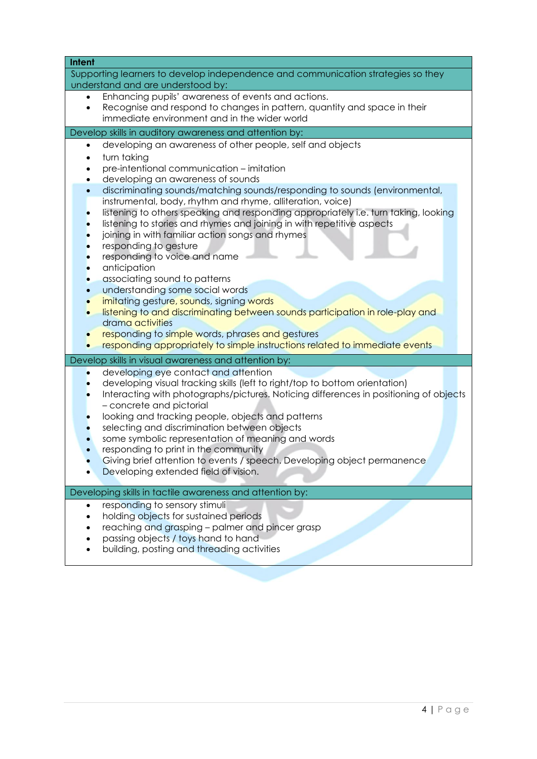**Intent**

Supporting learners to develop independence and communication strategies so they understand and are understood by:

- Enhancing pupils' awareness of events and actions.
- Recognise and respond to changes in pattern, quantity and space in their immediate environment and in the wider world

Develop skills in auditory awareness and attention by:

- developing an awareness of other people, self and objects
- turn taking
- pre-intentional communication – imitation
- developing an awareness of sounds
- discriminating sounds/matching sounds/responding to sounds (environmental, instrumental, body, rhythm and rhyme, alliteration, voice)
- listening to others speaking and responding appropriately i.e. turn taking, looking
- listening to stories and rhymes and joining in with repetitive aspects
- joining in with familiar action songs and rhymes
- responding to gesture
- responding to voice and name
- anticipation
- associating sound to patterns
- understanding some social words
- imitating gesture, sounds, signing words
- listening to and discriminating between sounds participation in role-play and drama activities
- responding to simple words, phrases and gestures
- responding appropriately to simple instructions related to immediate events

Develop skills in visual awareness and attention by:

- developing eye contact and attention
- developing visual tracking skills (left to right/top to bottom orientation)
- Interacting with photographs/pictures. Noticing differences in positioning of objects – concrete and pictorial
- looking and tracking people, objects and patterns
- selecting and discrimination between objects
- some symbolic representation of meaning and words
- responding to print in the community
- Giving brief attention to events / speech. Developing object permanence
- Developing extended field of vision.

Developing skills in tactile awareness and attention by:

- responding to sensory stimuli
- holding objects for sustained periods
- reaching and grasping – palmer and pincer grasp
- passing objects / toys hand to hand
- building, posting and threading activities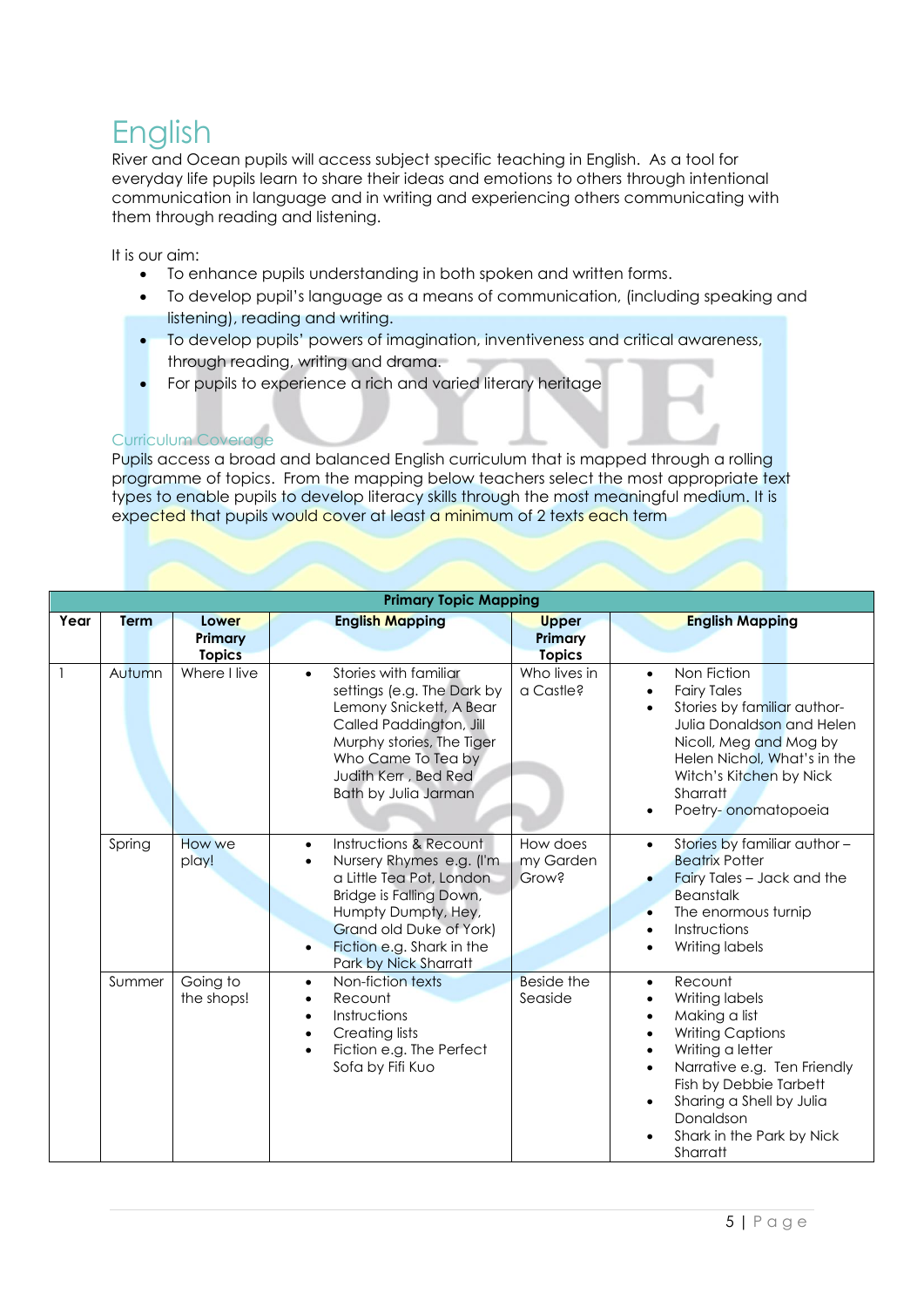# English

River and Ocean pupils will access subject specific teaching in English. As a tool for everyday life pupils learn to share their ideas and emotions to others through intentional communication in language and in writing and experiencing others communicating with them through reading and listening.

It is our aim:

- To enhance pupils understanding in both spoken and written forms.
- To develop pupil's language as a means of communication, (including speaking and listening), reading and writing.
- To develop pupils' powers of imagination, inventiveness and critical awareness, through reading, writing and drama.
- For pupils to experience a rich and varied literary heritage

## Curriculum Coverage

Pupils access a broad and balanced English curriculum that is mapped through a rolling programme of topics. From the mapping below teachers select the most appropriate text types to enable pupils to develop literacy skills through the most meaningful medium. It is expected that pupils would cover at least a minimum of 2 texts each term

| Primary Topic Mapping | | | | | |
|---|---|---|---|---|---|
| **Year** | **Term** | **Lower Primary Topics** | **English Mapping** | **Upper Primary Topics** | **English Mapping** |
| 1 | Autumn | Where I live | • Stories with familiar settings (e.g. The Dark by Lemony Snickett, A Bear Called Paddington, Jill Murphy stories, The Tiger Who Came To Tea by Judith Kerr , Bed Red Bath by Julia Jarman | Who lives in a Castle? | • Non Fiction<br>• Fairy Tales<br>• Stories by familiar author- Julia Donaldson and Helen Nicoll, Meg and Mog by Helen Nichol, What's in the Witch's Kitchen by Nick Sharratt<br>• Poetry- onomatopoeia |
| | Spring | How we play! | • Instructions & Recount<br>• Nursery Rhymes e.g. (I'm a Little Tea Pot, London Bridge is Falling Down, Humpty Dumpty, Hey, Grand old Duke of York)<br>• Fiction e.g. Shark in the Park by Nick Sharratt | How does my Garden Grow? | • Stories by familiar author – Beatrix Potter<br>• Fairy Tales – Jack and the Beanstalk<br>• The enormous turnip<br>• Instructions<br>• Writing labels |
| | Summer | Going to the shops! | • Non-fiction texts<br>• Recount<br>• Instructions<br>• Creating lists<br>• Fiction e.g. The Perfect Sofa by Fifi Kuo | Beside the Seaside | • Recount<br>• Writing labels<br>• Making a list<br>• Writing Captions<br>• Writing a letter<br>• Narrative e.g. Ten Friendly Fish by Debbie Tarbett<br>• Sharing a Shell by Julia Donaldson<br>• Shark in the Park by Nick Sharratt |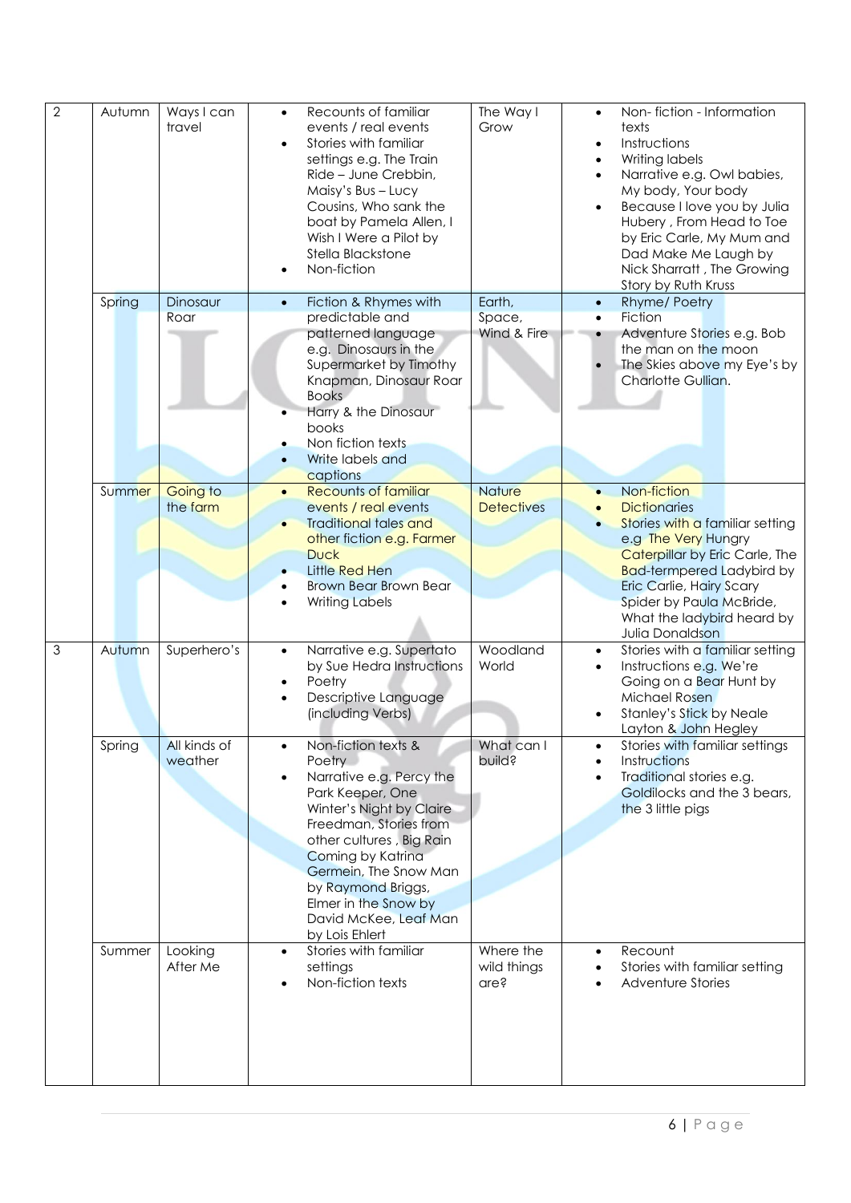| 2 | Autumn | Ways I can travel | <ul><li>Recounts of familiar events / real events</li><li>Stories with familiar settings e.g. The Train Ride – June Crebbin, Maisy's Bus – Lucy Cousins, Who sank the boat by Pamela Allen, I Wish I Were a Pilot by Stella Blackstone</li><li>Non-fiction</li></ul> | The Way I Grow | <ul><li>Non- fiction - Information texts</li><li>Instructions</li><li>Writing labels</li><li>Narrative e.g. Owl babies, My body, Your body</li><li>Because I love you by Julia Hubery , From Head to Toe by Eric Carle, My Mum and Dad Make Me Laugh by Nick Sharratt , The Growing Story by Ruth Kruss</li></ul> |
|---|---|---|---|---|---|
| | Spring | Dinosaur Roar | <ul><li>Fiction & Rhymes with predictable and patterned language e.g. Dinosaurs in the Supermarket by Timothy Knapman, Dinosaur Roar Books</li><li>Harry & the Dinosaur books</li><li>Non fiction texts</li><li>Write labels and captions</li></ul> | Earth, Space, Wind & Fire | <ul><li>Rhyme/ Poetry</li><li>Fiction</li><li>Adventure Stories e.g. Bob the man on the moon</li><li>The Skies above my Eye's by Charlotte Gullian.</li></ul> |
| | Summer | Going to the farm | <ul><li>Recounts of familiar events / real events</li><li>Traditional tales and other fiction e.g. Farmer Duck</li><li>Little Red Hen</li><li>Brown Bear Brown Bear</li><li>Writing Labels</li></ul> | Nature Detectives | <ul><li>Non-fiction</li><li>Dictionaries</li><li>Stories with a familiar setting e.g The Very Hungry Caterpillar by Eric Carle, The Bad-termpered Ladybird by Eric Carlie, Hairy Scary Spider by Paula McBride, What the ladybird heard by Julia Donaldson</li></ul> |
| 3 | Autumn | Superhero's | <ul><li>Narrative e.g. Supertato by Sue Hedra Instructions</li><li>Poetry</li><li>Descriptive Language (including Verbs)</li></ul> | Woodland World | <ul><li>Stories with a familiar setting</li><li>Instructions e.g. We're Going on a Bear Hunt by Michael Rosen</li><li>Stanley's Stick by Neale Layton & John Hegley</li></ul> |
| | Spring | All kinds of weather | <ul><li>Non-fiction texts & Poetry</li><li>Narrative e.g. Percy the Park Keeper, One Winter's Night by Claire Freedman, Stories from other cultures , Big Rain Coming by Katrina Germein, The Snow Man by Raymond Briggs, Elmer in the Snow by David McKee, Leaf Man by Lois Ehlert</li></ul> | What can I build? | <ul><li>Stories with familiar settings</li><li>Instructions</li><li>Traditional stories e.g. Goldilocks and the 3 bears, the 3 little pigs</li></ul> |
| | Summer | Looking After Me | <ul><li>Stories with familiar settings</li><li>Non-fiction texts</li></ul> | Where the wild things are? | <ul><li>Recount</li><li>Stories with familiar setting</li><li>Adventure Stories</li></ul> |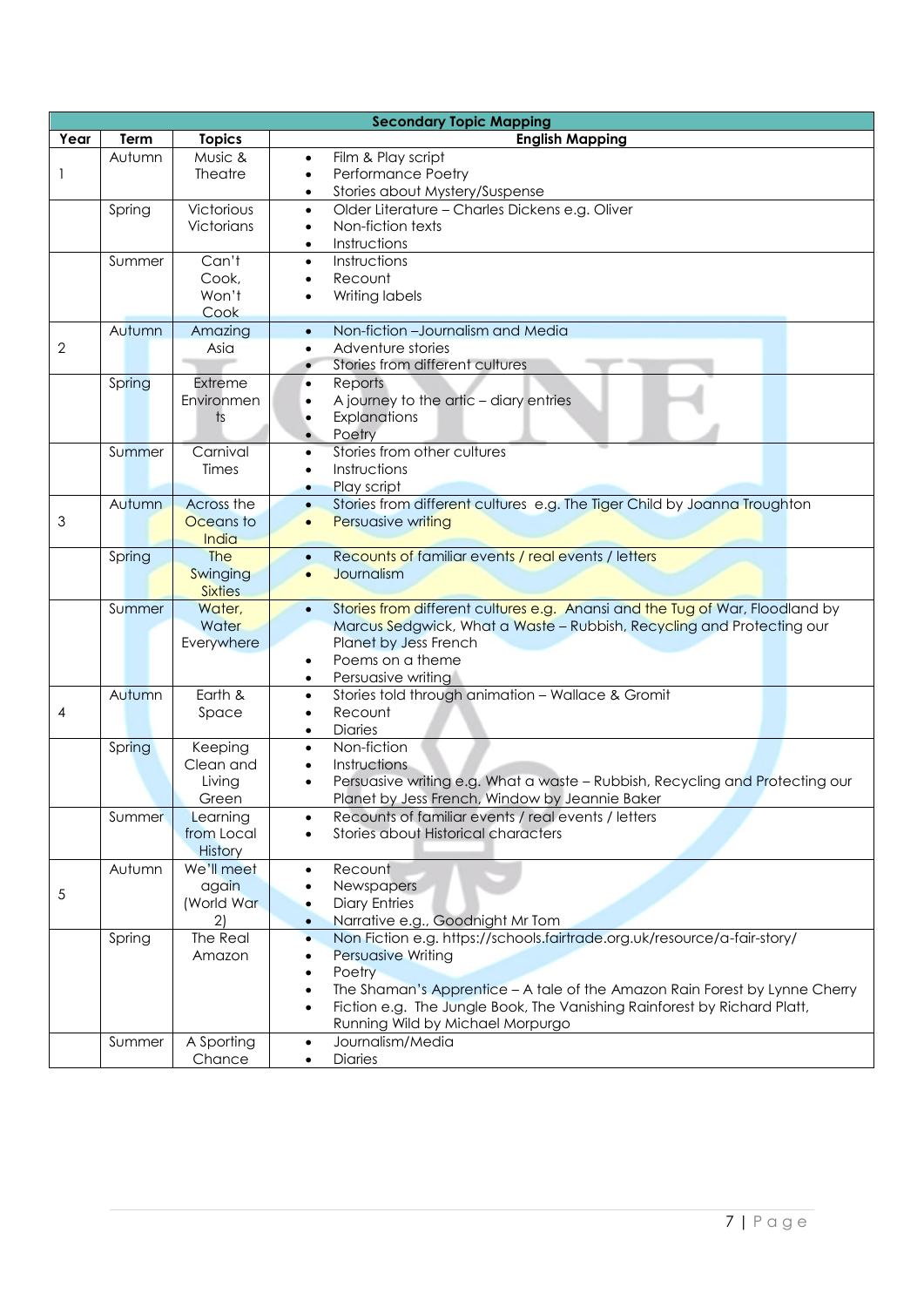| Secondary Topic Mapping | | | |
|---|---|---|---|
| **Year** | **Term** | **Topics** | **English Mapping** |
| 1 | Autumn | Music & Theatre | • Film & Play script<br>• Performance Poetry<br>• Stories about Mystery/Suspense |
| | Spring | Victorious Victorians | • Older Literature – Charles Dickens e.g. Oliver<br>• Non-fictian texts<br>• Instructions |
| | Summer | Can't Cook, Won't Cook | • Instructions<br>• Recount<br>• Writing labels |
| 2 | Autumn | Amazing Asia | • Non-fiction –Journalism and Media<br>• Adventure stories<br>• Stories from different cultures |
| | Spring | Extreme Environments | • Reports<br>• A journey to the artic – diary entries<br>• Explanations<br>• Poetry |
| | Summer | Carnival Times | • Stories from other cultures<br>• Instructions<br>• Play script |
| 3 | Autumn | Across the Oceans to India | • Stories from different cultures e.g. The Tiger Child by Joanna Troughton<br>• Persuasive writing |
| | Spring | The Swinging Sixties | • Recounts of familiar events / real events / letters<br>• Journalism |
| | Summer | Water, Water Everywhere | • Stories from different cultures e.g. Anansi and the Tug of War, Floodland by Marcus Sedgwick, What a Waste – Rubbish, Recycling and Protecting our Planet by Jess French<br>• Poems on a theme<br>• Persuasive writing |
| 4 | Autumn | Earth & Space | • Stories told through animation – Wallace & Gromit<br>• Recount<br>• Diaries |
| | Spring | Keeping Clean and Living Green | • Non-fiction<br>• Instructions<br>• Persuasive writing e.g. What a waste – Rubbish, Recycling and Protecting our Planet by Jess French, Window by Jeannie Baker |
| | Summer | Learning from Local History | • Recounts of familiar events / real events / letters<br>• Stories about Historical characters |
| 5 | Autumn | We'll meet again (World War 2) | • Recount<br>• Newspapers<br>• Diary Entries<br>• Narrative e.g., Goodnight Mr Tom |
| | Spring | The Real Amazon | • Non Fiction e.g. https://schools.fairtrade.org.uk/resource/a-fair-story/<br>• Persuasive Writing<br>• Poetry<br>• The Shaman's Apprentice – A tale of the Amazon Rain Forest by Lynne Cherry<br>• Fiction e.g. The Jungle Book, The Vanishing Rainforest by Richard Platt, Running Wild by Michael Morpurgo |
| | Summer | A Sporting Chance | • Journalism/Media<br>• Diaries |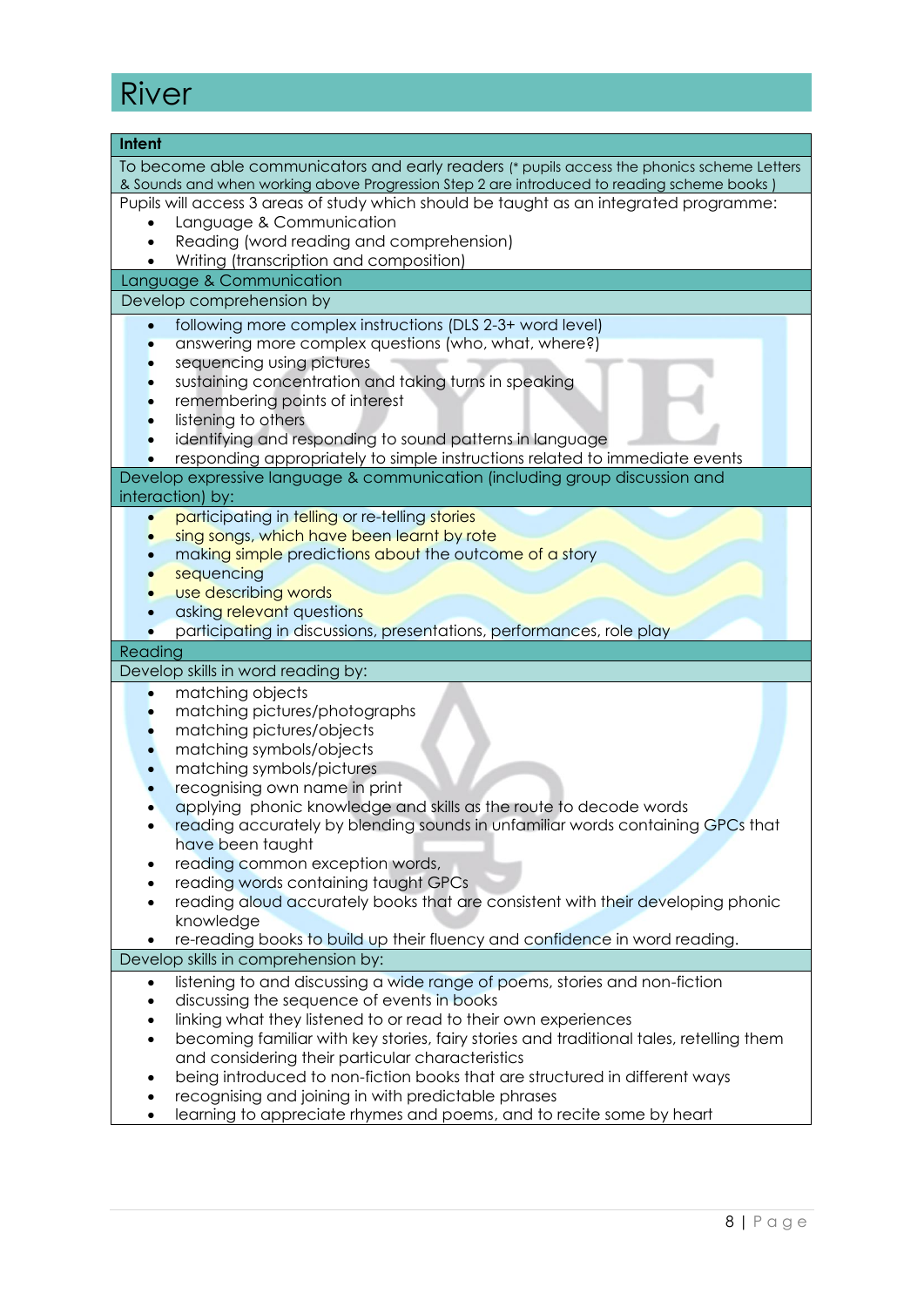# River

**Intent**

To become able communicators and early readers (* pupils access the phonics scheme Letters & Sounds and when working above Progression Step 2 are introduced to reading scheme books )

Pupils will access 3 areas of study which should be taught as an integrated programme:

- Language & Communication
- Reading (word reading and comprehension)
- Writing (transcription and composition)

## Language & Communication

### Develop comprehension by

- following more complex instructions (DLS 2-3+ word level)
- answering more complex questions (who, what, where?)
- sequencing using pictures
- sustaining concentration and taking turns in speaking
- remembering points of interest
- listening to others
- identifying and responding to sound patterns in language
- responding appropriately to simple instructions related to immediate events

### Develop expressive language & communication (including group discussion and interaction) by:

- participating in telling or re-telling stories
- sing songs, which have been learnt by rote
- making simple predictions about the outcome of a story
- sequencing
- use describing words
- asking relevant questions
- participating in discussions, presentations, performances, role play

## Reading

### Develop skills in word reading by:

- matching objects
- matching pictures/photographs
- matching pictures/objects
- matching symbols/objects
- matching symbols/pictures
- recognising own name in print
- applying phonic knowledge and skills as the route to decode words
- reading accurately by blending sounds in unfamiliar words containing GPCs that have been taught
- reading common exception words,
- reading words containing taught GPCs
- reading aloud accurately books that are consistent with their developing phonic knowledge
- re-reading books to build up their fluency and confidence in word reading.

### Develop skills in comprehension by:

- listening to and discussing a wide range of poems, stories and non-fiction
- discussing the sequence of events in books
- linking what they listened to or read to their own experiences
- becoming familiar with key stories, fairy stories and traditional tales, retelling them and considering their particular characteristics
- being introduced to non-fiction books that are structured in different ways
- recognising and joining in with predictable phrases
- learning to appreciate rhymes and poems, and to recite some by heart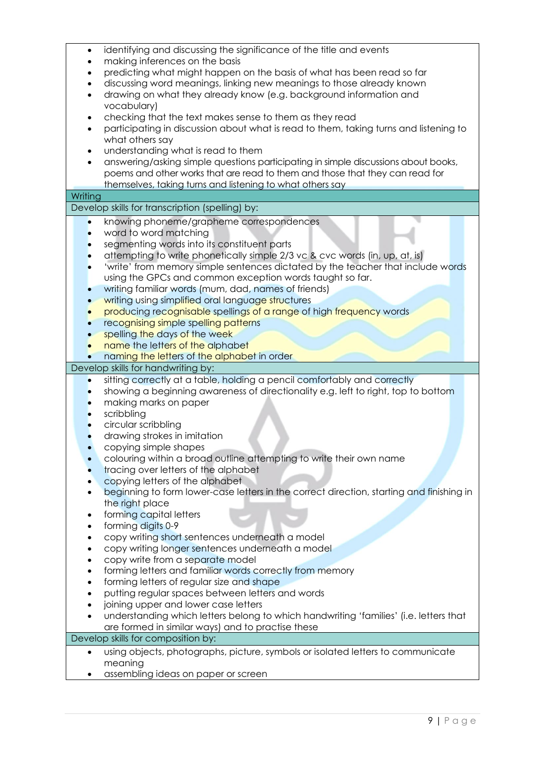- identifying and discussing the significance of the title and events
- making inferences on the basis
- predicting what might happen on the basis of what has been read so far
- discussing word meanings, linking new meanings to those already known
- drawing on what they already know (e.g. background information and vocabulary)
- checking that the text makes sense to them as they read
- participating in discussion about what is read to them, taking turns and listening to what others say
- understanding what is read to them
- answering/asking simple questions participating in simple discussions about books, poems and other works that are read to them and those that they can read for themselves, taking turns and listening to what others say

## Writing

### Develop skills for transcription (spelling) by:

- knowing phoneme/grapheme correspondences
- word to word matching
- segmenting words into its constituent parts
- attempting to write phonetically simple 2/3 vc & cvc words (in, up, at, is)
- 'write' from memory simple sentences dictated by the teacher that include words using the GPCs and common exception words taught so far.
- writing familiar words (mum, dad, names of friends)
- writing using simplified oral language structures
- producing recognisable spellings of a range of high frequency words
- recognising simple spelling patterns
- spelling the days of the week
- name the letters of the alphabet
- naming the letters of the alphabet in order

### Develop skills for handwriting by:

- sitting correctly at a table, holding a pencil comfortably and correctly
- showing a beginning awareness of directionality e.g. left to right, top to bottom
- making marks on paper
- scribbling
- circular scribbling
- drawing strokes in imitation
- copying simple shapes
- colouring within a broad outline attempting to write their own name
- tracing over letters of the alphabet
- copying letters of the alphabet
- beginning to form lower-case letters in the correct direction, starting and finishing in the right place
- forming capital letters
- forming digits 0-9
- copy writing short sentences underneath a model
- copy writing longer sentences underneath a model
- copy write from a separate model
- forming letters and familiar words correctly from memory
- forming letters of regular size and shape
- putting regular spaces between letters and words
- joining upper and lower case letters
- understanding which letters belong to which handwriting 'families' (i.e. letters that are formed in similar ways) and to practise these

### Develop skills for composition by:

- using objects, photographs, picture, symbols or isolated letters to communicate meaning
- assembling ideas on paper or screen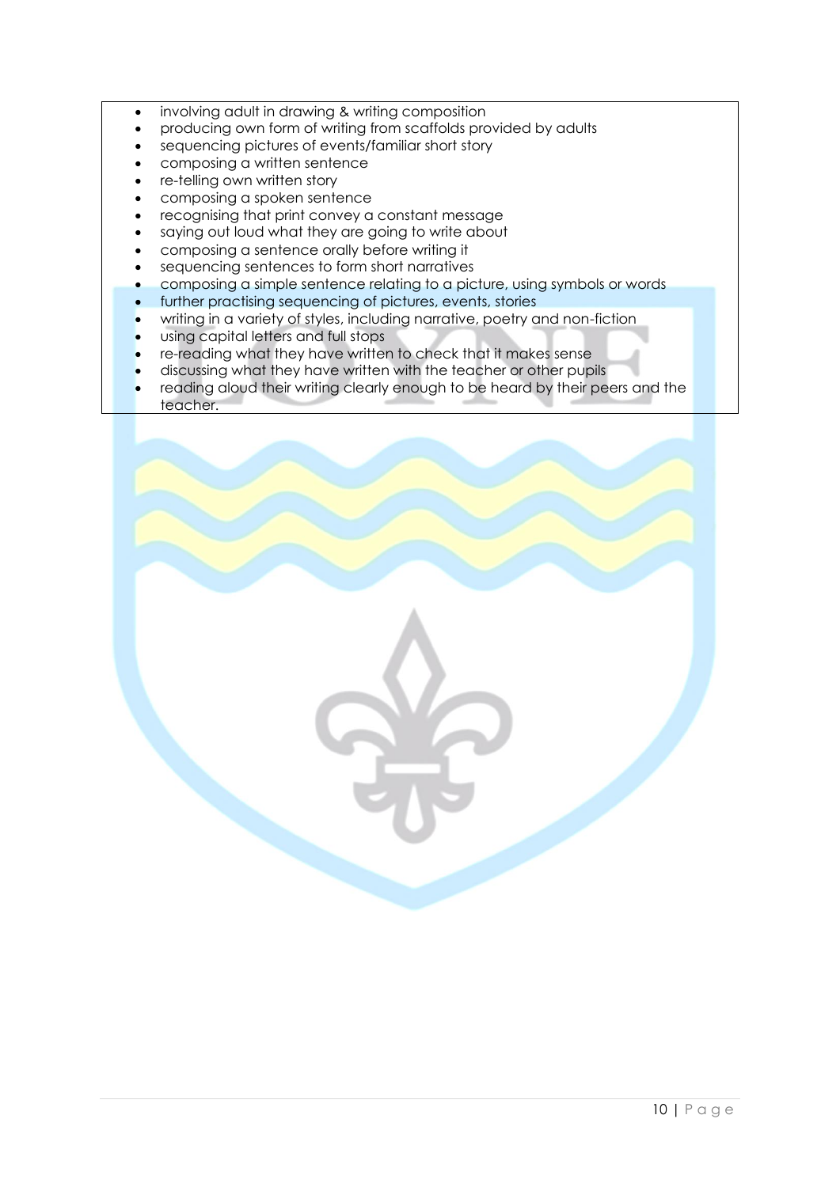- involving adult in drawing & writing composition
- producing own form of writing from scaffolds provided by adults
- sequencing pictures of events/familiar short story
- composing a written sentence
- re-telling own written story
- composing a spoken sentence
- recognising that print convey a constant message
- saying out loud what they are going to write about
- composing a sentence orally before writing it
- sequencing sentences to form short narratives
- composing a simple sentence relating to a picture, using symbols or words
- further practising sequencing of pictures, events, stories
- writing in a variety of styles, including narrative, poetry and non-fiction
- using capital letters and full stops
- re-reading what they have written to check that it makes sense
- discussing what they have written with the teacher or other pupils
- reading aloud their writing clearly enough to be heard by their peers and the teacher.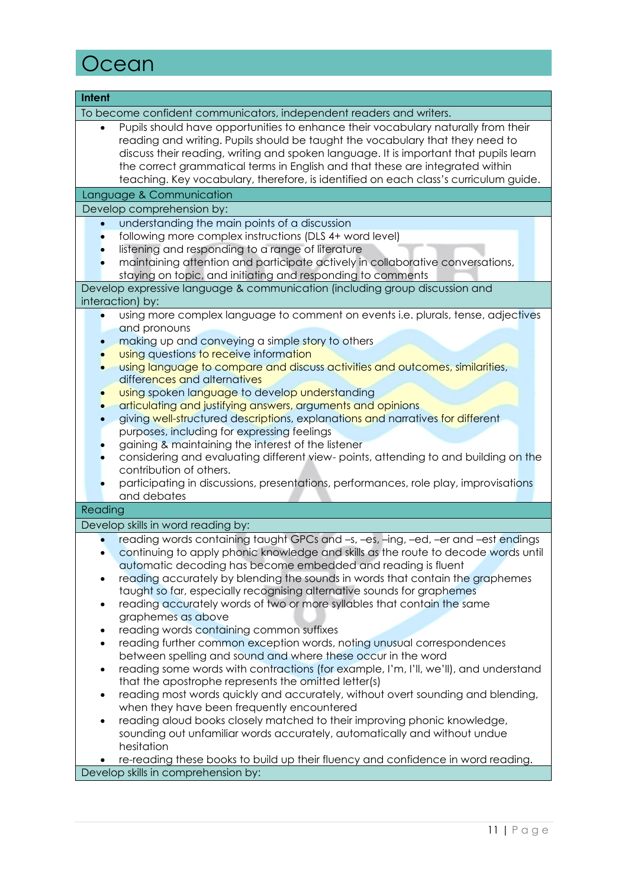# Ocean

**Intent**

To become confident communicators, independent readers and writers.

- Pupils should have opportunities to enhance their vocabulary naturally from their reading and writing. Pupils should be taught the vocabulary that they need to discuss their reading, writing and spoken language. It is important that pupils learn the correct grammatical terms in English and that these are integrated within teaching. Key vocabulary, therefore, is identified on each class's curriculum guide.

## Language & Communication

Develop comprehension by:

- understanding the main points of a discussion
- following more complex instructions (DLS 4+ word level)
- listening and responding to a range of literature
- maintaining attention and participate actively in collaborative conversations, staying on topic, and initiating and responding to comments

Develop expressive language & communication (including group discussion and interaction) by:

- using more complex language to comment on events i.e. plurals, tense, adjectives and pronouns
- making up and conveying a simple story to others
- using questions to receive information
- using language to compare and discuss activities and outcomes, similarities, differences and alternatives
- using spoken language to develop understanding
- articulating and justifying answers, arguments and opinions
- giving well-structured descriptions, explanations and narratives for different purposes, including for expressing feelings
- gaining & maintaining the interest of the listener
- considering and evaluating different view- points, attending to and building on the contribution of others.
- participating in discussions, presentations, performances, role play, improvisations and debates

## Reading

Develop skills in word reading by:

- reading words containing taught GPCs and –s, –es, –ing, –ed, –er and –est endings
- continuing to apply phonic knowledge and skills as the route to decode words until automatic decoding has become embedded and reading is fluent
- reading accurately by blending the sounds in words that contain the graphemes taught so far, especially recognising alternative sounds for graphemes
- reading accurately words of two or more syllables that contain the same graphemes as above
- reading words containing common suffixes
- reading further common exception words, noting unusual correspondences between spelling and sound and where these occur in the word
- reading some words with contractions (for example, I'm, I'll, we'll), and understand that the apostrophe represents the omitted letter(s)
- reading most words quickly and accurately, without overt sounding and blending, when they have been frequently encountered
- reading aloud books closely matched to their improving phonic knowledge, sounding out unfamiliar words accurately, automatically and without undue hesitation
- re-reading these books to build up their fluency and confidence in word reading.

Develop skills in comprehension by: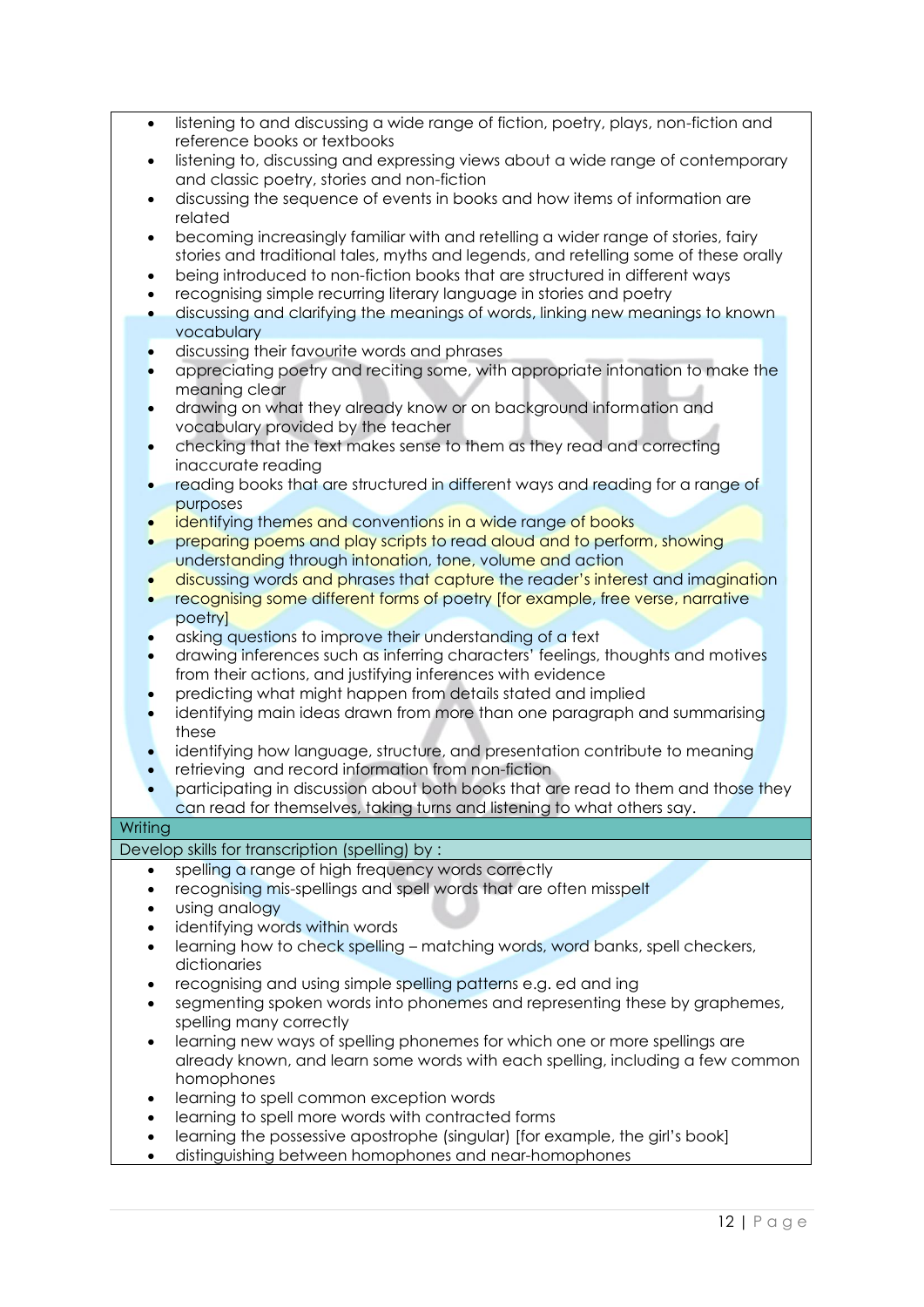- listening to and discussing a wide range of fiction, poetry, plays, non-fiction and reference books or textbooks
- listening to, discussing and expressing views about a wide range of contemporary and classic poetry, stories and non-fiction
- discussing the sequence of events in books and how items of information are related
- becoming increasingly familiar with and retelling a wider range of stories, fairy stories and traditional tales, myths and legends, and retelling some of these orally
- being introduced to non-fiction books that are structured in different ways
- recognising simple recurring literary language in stories and poetry
- discussing and clarifying the meanings of words, linking new meanings to known vocabulary
- discussing their favourite words and phrases
- appreciating poetry and reciting some, with appropriate intonation to make the meaning clear
- drawing on what they already know or on background information and vocabulary provided by the teacher
- checking that the text makes sense to them as they read and correcting inaccurate reading
- reading books that are structured in different ways and reading for a range of purposes
- identifying themes and conventions in a wide range of books
- preparing poems and play scripts to read aloud and to perform, showing understanding through intonation, tone, volume and action
- discussing words and phrases that capture the reader's interest and imagination
- recognising some different forms of poetry [for example, free verse, narrative poetry]
- asking questions to improve their understanding of a text
- drawing inferences such as inferring characters' feelings, thoughts and motives from their actions, and justifying inferences with evidence
- predicting what might happen from details stated and implied
- identifying main ideas drawn from more than one paragraph and summarising these
- identifying how language, structure, and presentation contribute to meaning
- retrieving and record information from non-fiction
- participating in discussion about both books that are read to them and those they can read for themselves, taking turns and listening to what others say.

## Writing

Develop skills for transcription (spelling) by :

- spelling a range of high frequency words correctly
- recognising mis-spellings and spell words that are often misspelt
- using analogy
- identifying words within words
- learning how to check spelling – matching words, word banks, spell checkers, dictionaries
- recognising and using simple spelling patterns e.g. ed and ing
- segmenting spoken words into phonemes and representing these by graphemes, spelling many correctly
- learning new ways of spelling phonemes for which one or more spellings are already known, and learn some words with each spelling, including a few common homophones
- learning to spell common exception words
- learning to spell more words with contracted forms
- learning the possessive apostrophe (singular) [for example, the girl's book]
- distinguishing between homophones and near-homophones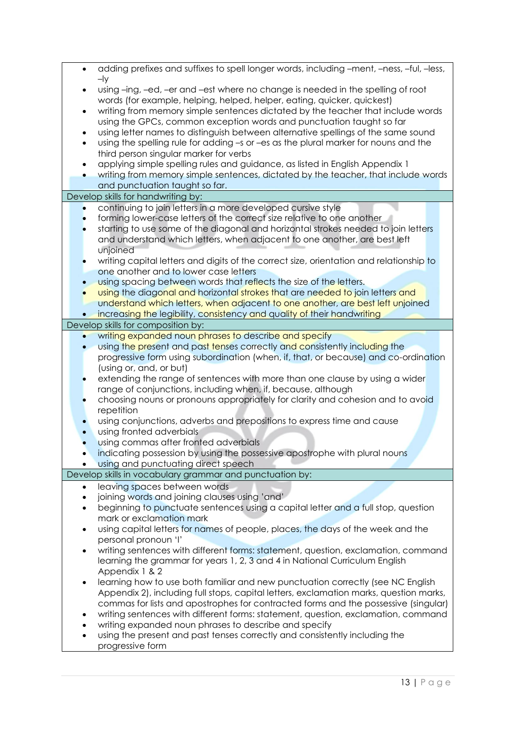- adding prefixes and suffixes to spell longer words, including –ment, –ness, –ful, –less, –ly
- using –ing, –ed, –er and –est where no change is needed in the spelling of root words (for example, helping, helped, helper, eating, quicker, quickest)
- writing from memory simple sentences dictated by the teacher that include words using the GPCs, common exception words and punctuation taught so far
- using letter names to distinguish between alternative spellings of the same sound
- using the spelling rule for adding –s or –es as the plural marker for nouns and the third person singular marker for verbs
- applying simple spelling rules and guidance, as listed in English Appendix 1
- writing from memory simple sentences, dictated by the teacher, that include words and punctuation taught so far.

**Develop skills for handwriting by:**

- continuing to join letters in a more developed cursive style
- forming lower-case letters of the correct size relative to one another
- starting to use some of the diagonal and horizontal strokes needed to join letters and understand which letters, when adjacent to one another, are best left unjoined
- writing capital letters and digits of the correct size, orientation and relationship to one another and to lower case letters
- using spacing between words that reflects the size of the letters.
- using the diagonal and horizontal strokes that are needed to join letters and understand which letters, when adjacent to one another, are best left unjoined
- increasing the legibility, consistency and quality of their handwriting

**Develop skills for composition by:**

- writing expanded noun phrases to describe and specify
- using the present and past tenses correctly and consistently including the progressive form using subordination (when, if, that, or because) and co-ordination (using or, and, or but)
- extending the range of sentences with more than one clause by using a wider range of conjunctions, including when, if, because, although
- choosing nouns or pronouns appropriately for clarity and cohesion and to avoid repetition
- using conjunctions, adverbs and prepositions to express time and cause
- using fronted adverbials
- using commas after fronted adverbials
- indicating possession by using the possessive apostrophe with plural nouns
- using and punctuating direct speech

**Develop skills in vocabulary grammar and punctuation by:**

- leaving spaces between words
- joining words and joining clauses using 'and'
- beginning to punctuate sentences using a capital letter and a full stop, question mark or exclamation mark
- using capital letters for names of people, places, the days of the week and the personal pronoun 'I'
- writing sentences with different forms: statement, question, exclamation, command learning the grammar for years 1, 2, 3 and 4 in National Curriculum English Appendix 1 & 2
- learning how to use both familiar and new punctuation correctly (see NC English Appendix 2), including full stops, capital letters, exclamation marks, question marks, commas for lists and apostrophes for contracted forms and the possessive (singular)
- writing sentences with different forms: statement, question, exclamation, command
- writing expanded noun phrases to describe and specify
- using the present and past tenses correctly and consistently including the progressive form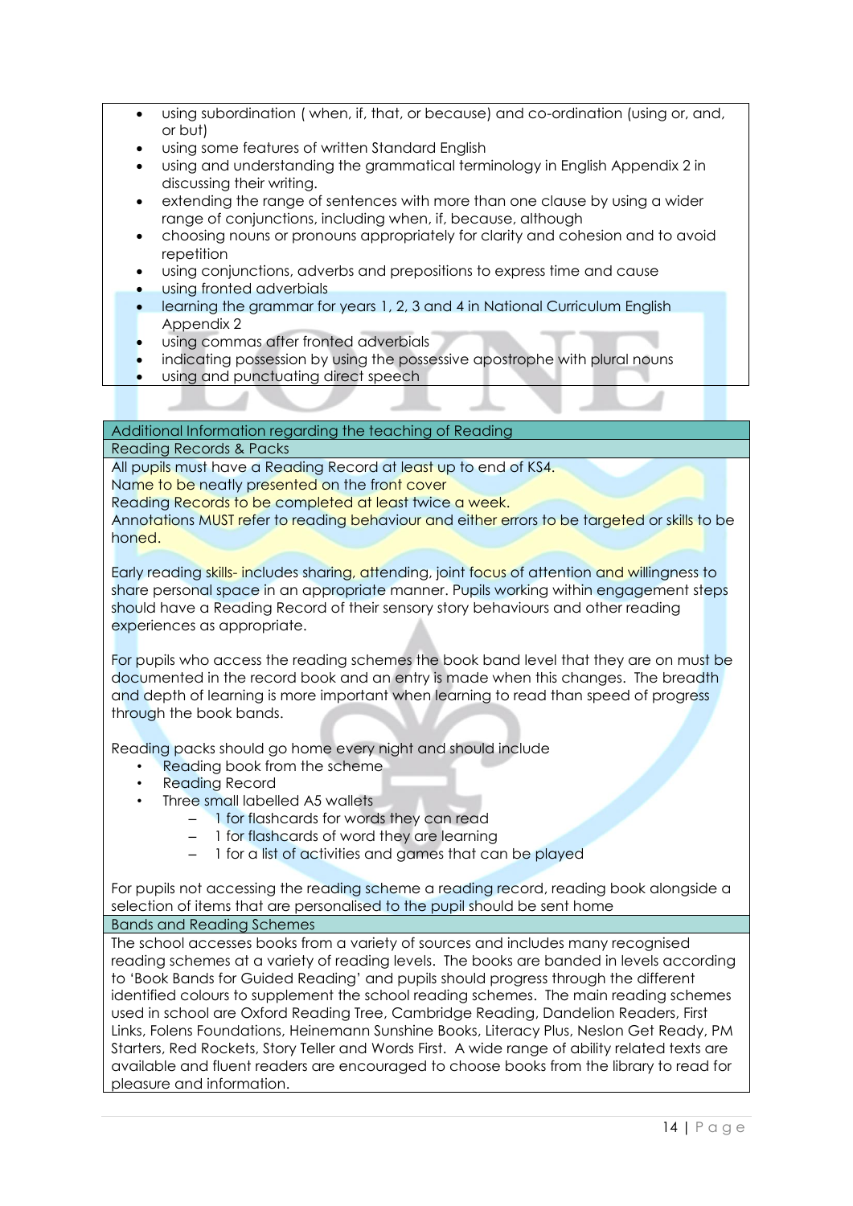- using subordination ( when, if, that, or because) and co-ordination (using or, and, or but)
- using some features of written Standard English
- using and understanding the grammatical terminology in English Appendix 2 in discussing their writing.
- extending the range of sentences with more than one clause by using a wider range of conjunctions, including when, if, because, although
- choosing nouns or pronouns appropriately for clarity and cohesion and to avoid repetition
- using conjunctions, adverbs and prepositions to express time and cause
- using fronted adverbials
- learning the grammar for years 1, 2, 3 and 4 in National Curriculum English Appendix 2
- using commas after fronted adverbials
- indicating possession by using the possessive apostrophe with plural nouns
- using and punctuating direct speech

## Additional Information regarding the teaching of Reading

### Reading Records & Packs

All pupils must have a Reading Record at least up to end of KS4.
Name to be neatly presented on the front cover
Reading Records to be completed at least twice a week.
Annotations MUST refer to reading behaviour and either errors to be targeted or skills to be honed.

Early reading skills- includes sharing, attending, joint focus of attention and willingness to share personal space in an appropriate manner. Pupils working within engagement steps should have a Reading Record of their sensory story behaviours and other reading experiences as appropriate.

For pupils who access the reading schemes the book band level that they are on must be documented in the record book and an entry is made when this changes. The breadth and depth of learning is more important when learning to read than speed of progress through the book bands.

Reading packs should go home every night and should include

- Reading book from the scheme
- Reading Record
- Three small labelled A5 wallets
  - 1 for flashcards for words they can read
  - 1 for flashcards of word they are learning
  - 1 for a list of activities and games that can be played

For pupils not accessing the reading scheme a reading record, reading book alongside a selection of items that are personalised to the pupil should be sent home

### Bands and Reading Schemes

The school accesses books from a variety of sources and includes many recognised reading schemes at a variety of reading levels. The books are banded in levels according to 'Book Bands for Guided Reading' and pupils should progress through the different identified colours to supplement the school reading schemes. The main reading schemes used in school are Oxford Reading Tree, Cambridge Reading, Dandelion Readers, First Links, Folens Foundations, Heinemann Sunshine Books, Literacy Plus, Neslon Get Ready, PM Starters, Red Rockets, Story Teller and Words First. A wide range of ability related texts are available and fluent readers are encouraged to choose books from the library to read for pleasure and information.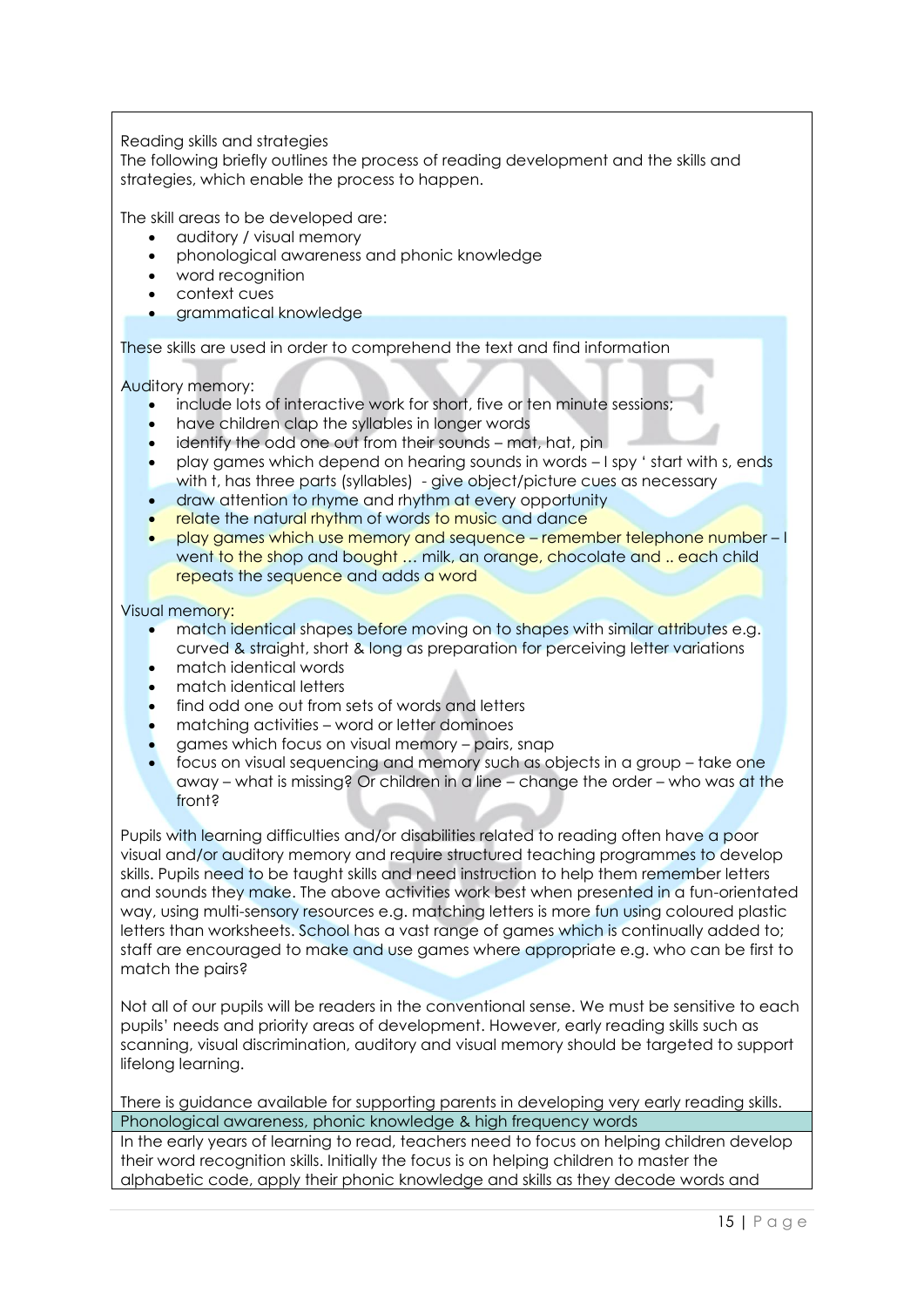Reading skills and strategies

The following briefly outlines the process of reading development and the skills and strategies, which enable the process to happen.

The skill areas to be developed are:

- auditory / visual memory
- phonological awareness and phonic knowledge
- word recognition
- context cues
- grammatical knowledge

These skills are used in order to comprehend the text and find information

Auditory memory:

- include lots of interactive work for short, five or ten minute sessions;
- have children clap the syllables in longer words
- identify the odd one out from their sounds – mat, hat, pin
- play games which depend on hearing sounds in words – I spy ' start with s, ends with t, has three parts (syllables) - give object/picture cues as necessary
- draw attention to rhyme and rhythm at every opportunity
- relate the natural rhythm of words to music and dance
- play games which use memory and sequence – remember telephone number – I went to the shop and bought … milk, an orange, chocolate and .. each child repeats the sequence and adds a word

Visual memory:

- match identical shapes before moving on to shapes with similar attributes e.g. curved & straight, short & long as preparation for perceiving letter variations
- match identical words
- match identical letters
- find odd one out from sets of words and letters
- matching activities – word or letter dominoes
- games which focus on visual memory – pairs, snap
- focus on visual sequencing and memory such as objects in a group – take one away – what is missing? Or children in a line – change the order – who was at the front?

Pupils with learning difficulties and/or disabilities related to reading often have a poor visual and/or auditory memory and require structured teaching programmes to develop skills. Pupils need to be taught skills and need instruction to help them remember letters and sounds they make. The above activities work best when presented in a fun-orientated way, using multi-sensory resources e.g. matching letters is more fun using coloured plastic letters than worksheets. School has a vast range of games which is continually added to; staff are encouraged to make and use games where appropriate e.g. who can be first to match the pairs?

Not all of our pupils will be readers in the conventional sense. We must be sensitive to each pupils' needs and priority areas of development. However, early reading skills such as scanning, visual discrimination, auditory and visual memory should be targeted to support lifelong learning.

There is guidance available for supporting parents in developing very early reading skills.

## Phonological awareness, phonic knowledge & high frequency words

In the early years of learning to read, teachers need to focus on helping children develop their word recognition skills. Initially the focus is on helping children to master the alphabetic code, apply their phonic knowledge and skills as they decode words and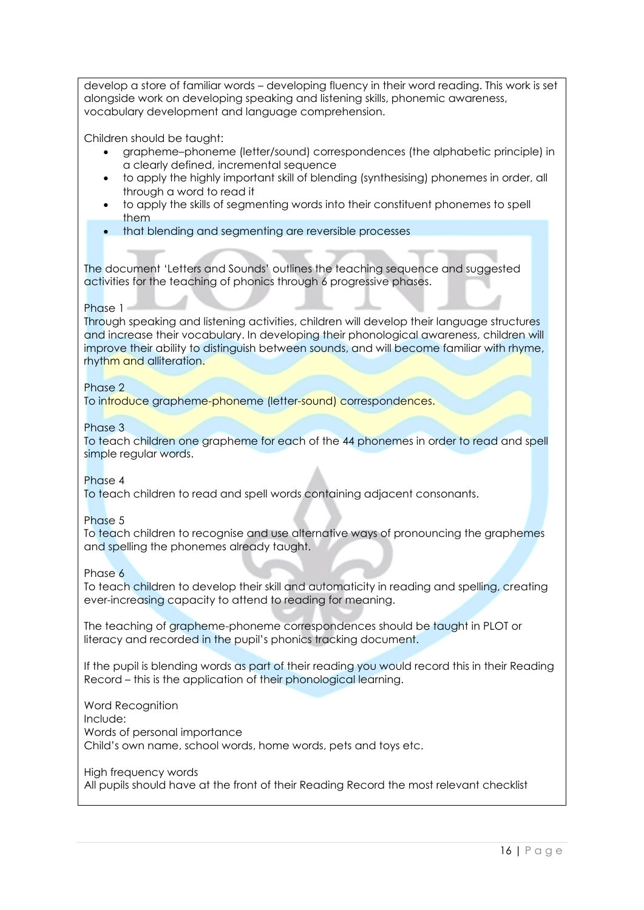develop a store of familiar words – developing fluency in their word reading. This work is set alongside work on developing speaking and listening skills, phonemic awareness, vocabulary development and language comprehension.

Children should be taught:

- grapheme–phoneme (letter/sound) correspondences (the alphabetic principle) in a clearly defined, incremental sequence
- to apply the highly important skill of blending (synthesising) phonemes in order, all through a word to read it
- to apply the skills of segmenting words into their constituent phonemes to spell them
- that blending and segmenting are reversible processes

The document 'Letters and Sounds' outlines the teaching sequence and suggested activities for the teaching of phonics through 6 progressive phases.

Phase 1
Through speaking and listening activities, children will develop their language structures and increase their vocabulary. In developing their phonological awareness, children will improve their ability to distinguish between sounds, and will become familiar with rhyme, rhythm and alliteration.

Phase 2
To introduce grapheme-phoneme (letter-sound) correspondences.

Phase 3
To teach children one grapheme for each of the 44 phonemes in order to read and spell simple regular words.

Phase 4
To teach children to read and spell words containing adjacent consonants.

Phase 5
To teach children to recognise and use alternative ways of pronouncing the graphemes and spelling the phonemes already taught.

Phase 6
To teach children to develop their skill and automaticity in reading and spelling, creating ever-increasing capacity to attend to reading for meaning.

The teaching of grapheme-phoneme correspondences should be taught in PLOT or literacy and recorded in the pupil's phonics tracking document.

If the pupil is blending words as part of their reading you would record this in their Reading Record – this is the application of their phonological learning.

Word Recognition
Include:
Words of personal importance
Child's own name, school words, home words, pets and toys etc.

High frequency words
All pupils should have at the front of their Reading Record the most relevant checklist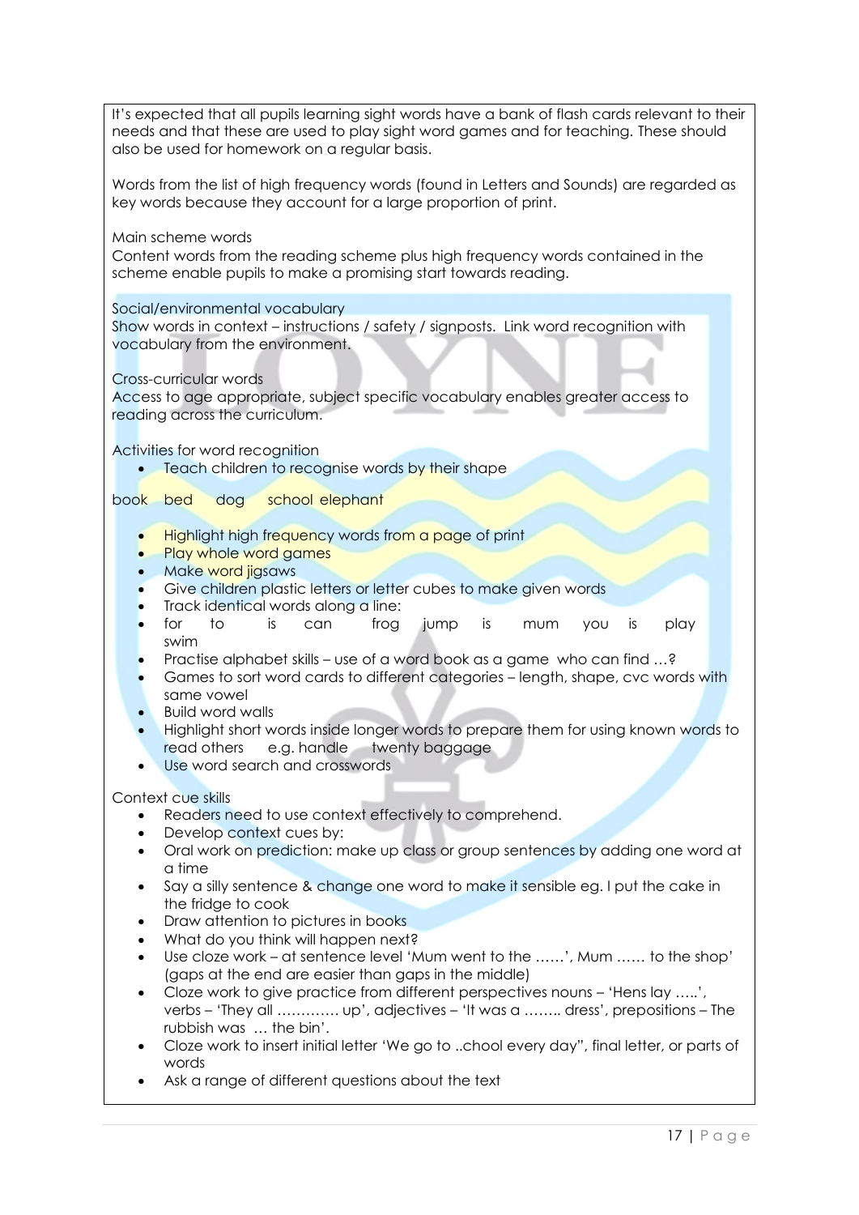It's expected that all pupils learning sight words have a bank of flash cards relevant to their needs and that these are used to play sight word games and for teaching. These should also be used for homework on a regular basis.

Words from the list of high frequency words (found in Letters and Sounds) are regarded as key words because they account for a large proportion of print.

Main scheme words
Content words from the reading scheme plus high frequency words contained in the scheme enable pupils to make a promising start towards reading.

Social/environmental vocabulary
Show words in context – instructions / safety / signposts. Link word recognition with vocabulary from the environment.

Cross-curricular words
Access to age appropriate, subject specific vocabulary enables greater access to reading across the curriculum.

Activities for word recognition

- Teach children to recognise words by their shape

book bed dog school elephant

- Highlight high frequency words from a page of print
- Play whole word games
- Make word jigsaws
- Give children plastic letters or letter cubes to make given words
- Track identical words along a line:
- for to is can frog jump is mum you is play swim
- Practise alphabet skills – use of a word book as a game who can find …?
- Games to sort word cards to different categories – length, shape, cvc words with same vowel
- Build word walls
- Highlight short words inside longer words to prepare them for using known words to read others e.g. handle twenty baggage
- Use word search and crosswords

Context cue skills

- Readers need to use context effectively to comprehend.
- Develop context cues by:
- Oral work on prediction: make up class or group sentences by adding one word at a time
- Say a silly sentence & change one word to make it sensible eg. I put the cake in the fridge to cook
- Draw attention to pictures in books
- What do you think will happen next?
- Use cloze work – at sentence level 'Mum went to the ……', Mum …… to the shop' (gaps at the end are easier than gaps in the middle)
- Cloze work to give practice from different perspectives nouns – 'Hens lay …..', verbs – 'They all …………. up', adjectives – 'It was a …….. dress', prepositions – The rubbish was … the bin'.
- Cloze work to insert initial letter 'We go to ..chool every day", final letter, or parts of words
- Ask a range of different questions about the text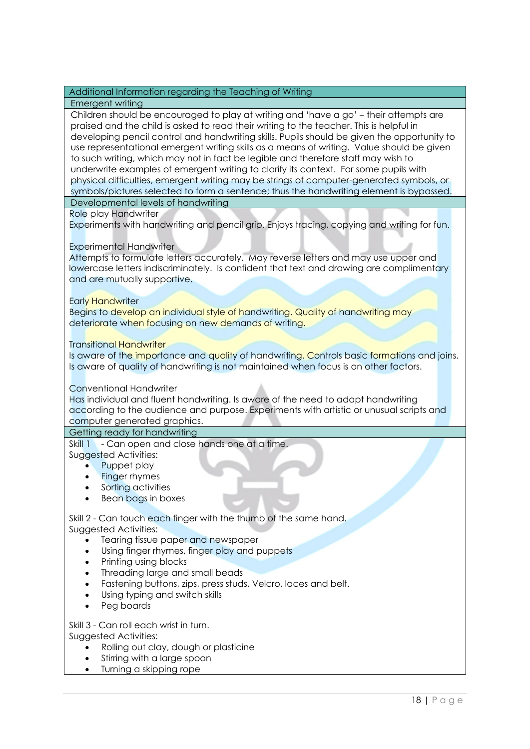## Additional Information regarding the Teaching of Writing

### Emergent writing

Children should be encouraged to play at writing and 'have a go' – their attempts are praised and the child is asked to read their writing to the teacher. This is helpful in developing pencil control and handwriting skills. Pupils should be given the opportunity to use representational emergent writing skills as a means of writing. Value should be given to such writing, which may not in fact be legible and therefore staff may wish to underwrite examples of emergent writing to clarify its context. For some pupils with physical difficulties, emergent writing may be strings of computer-generated symbols, or symbols/pictures selected to form a sentence; thus the handwriting element is bypassed.

### Developmental levels of handwriting

Role play Handwriter
Experiments with handwriting and pencil grip. Enjoys tracing, copying and writing for fun.

Experimental Handwriter
Attempts to formulate letters accurately. May reverse letters and may use upper and lowercase letters indiscriminately. Is confident that text and drawing are complimentary and are mutually supportive.

Early Handwriter
Begins to develop an individual style of handwriting. Quality of handwriting may deteriorate when focusing on new demands of writing.

Transitional Handwriter
Is aware of the importance and quality of handwriting. Controls basic formations and joins. Is aware of quality of handwriting is not maintained when focus is on other factors.

Conventional Handwriter
Has individual and fluent handwriting. Is aware of the need to adapt handwriting according to the audience and purpose. Experiments with artistic or unusual scripts and computer generated graphics.

### Getting ready for handwriting

Skill 1 - Can open and close hands one at a time.
Suggested Activities:

- Puppet play
- Finger rhymes
- Sorting activities
- Bean bags in boxes

Skill 2 - Can touch each finger with the thumb of the same hand.
Suggested Activities:

- Tearing tissue paper and newspaper
- Using finger rhymes, finger play and puppets
- Printing using blocks
- Threading large and small beads
- Fastening buttons, zips, press studs, Velcro, laces and belt.
- Using typing and switch skills
- Peg boards

Skill 3 - Can roll each wrist in turn.
Suggested Activities:

- Rolling out clay, dough or plasticine
- Stirring with a large spoon
- Turning a skipping rope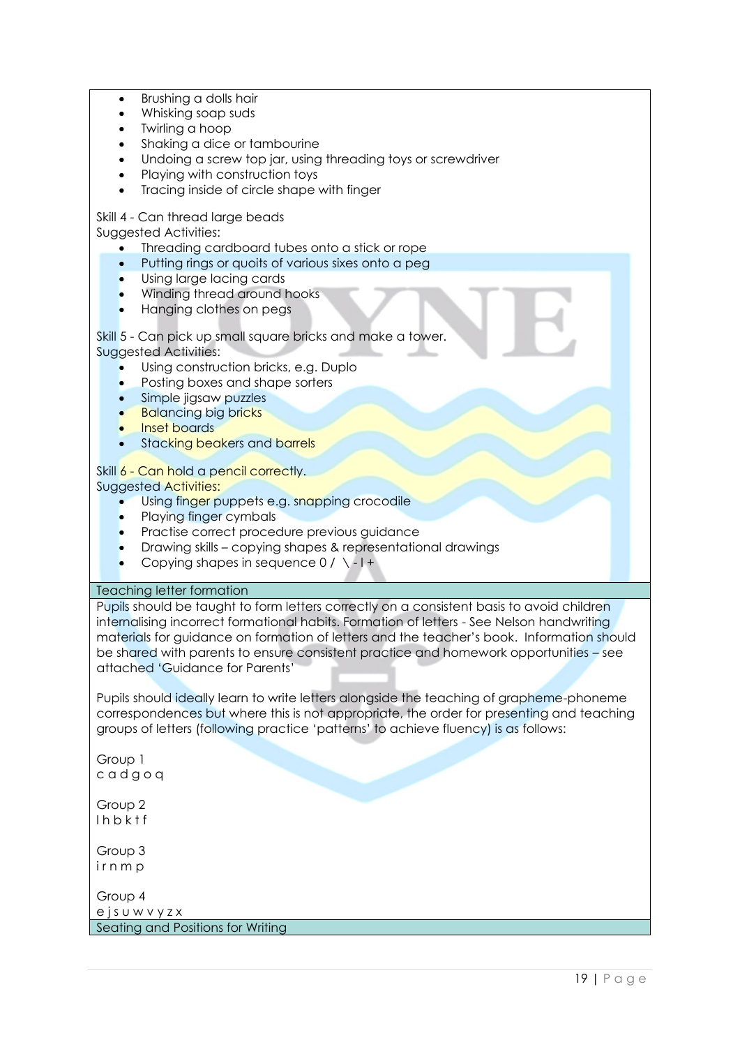- Brushing a dolls hair
- Whisking soap suds
- Twirling a hoop
- Shaking a dice or tambourine
- Undoing a screw top jar, using threading toys or screwdriver
- Playing with construction toys
- Tracing inside of circle shape with finger

Skill 4 - Can thread large beads
Suggested Activities:

- Threading cardboard tubes onto a stick or rope
- Putting rings or quoits of various sixes onto a peg
- Using large lacing cards
- Winding thread around hooks
- Hanging clothes on pegs

Skill 5 - Can pick up small square bricks and make a tower.
Suggested Activities:

- Using construction bricks, e.g. Duplo
- Posting boxes and shape sorters
- Simple jigsaw puzzles
- Balancing big bricks
- Inset boards
- Stacking beakers and barrels

Skill 6 - Can hold a pencil correctly.
Suggested Activities:

- Using finger puppets e.g. snapping crocodile
- Playing finger cymbals
- Practise correct procedure previous guidance
- Drawing skills – copying shapes & representational drawings
- Copying shapes in sequence 0 / \ - l +

## Teaching letter formation

Pupils should be taught to form letters correctly on a consistent basis to avoid children internalising incorrect formational habits. Formation of letters - See Nelson handwriting materials for guidance on formation of letters and the teacher's book. Information should be shared with parents to ensure consistent practice and homework opportunities – see attached 'Guidance for Parents'

Pupils should ideally learn to write letters alongside the teaching of grapheme-phoneme correspondences but where this is not appropriate, the order for presenting and teaching groups of letters (following practice 'patterns' to achieve fluency) is as follows:

Group 1
c a d g o q

Group 2
l h b k t f

Group 3
i r n m p

Group 4
e j s u w v y z x

## Seating and Positions for Writing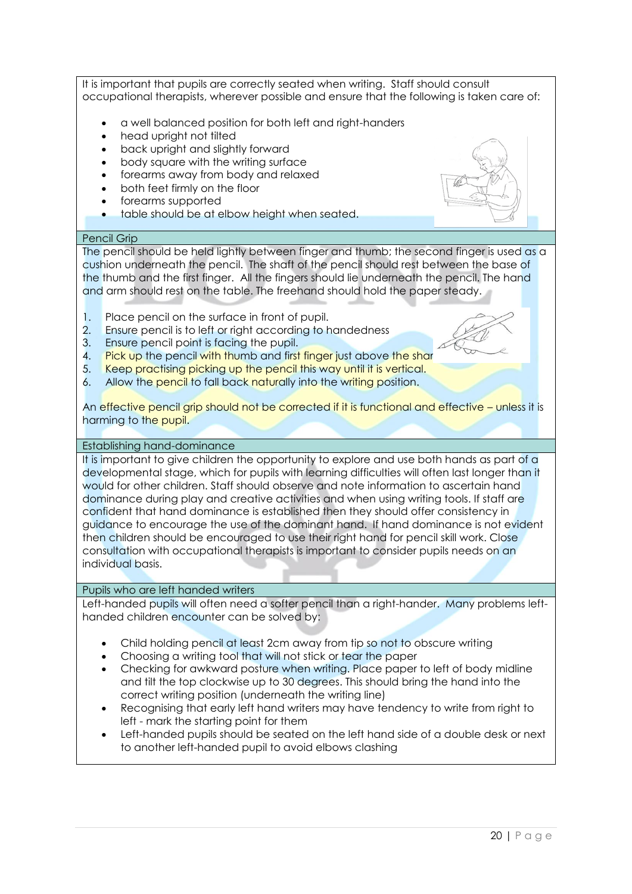It is important that pupils are correctly seated when writing. Staff should consult occupational therapists, wherever possible and ensure that the following is taken care of:

- a well balanced position for both left and right-handers
- head upright not tilted
- back upright and slightly forward
- body square with the writing surface
- forearms away from body and relaxed
- both feet firmly on the floor
- forearms supported
- table should be at elbow height when seated.

## Pencil Grip

The pencil should be held lightly between finger and thumb; the second finger is used as a cushion underneath the pencil. The shaft of the pencil should rest between the base of the thumb and the first finger. All the fingers should lie underneath the pencil. The hand and arm should rest on the table. The freehand should hold the paper steady.

1. Place pencil on the surface in front of pupil.
2. Ensure pencil is to left or right according to handedness
3. Ensure pencil point is facing the pupil.
4. Pick up the pencil with thumb and first finger just above the shar
5. Keep practising picking up the pencil this way until it is vertical.
6. Allow the pencil to fall back naturally into the writing position.

An effective pencil grip should not be corrected if it is functional and effective – unless it is harming to the pupil.

## Establishing hand-dominance

It is important to give children the opportunity to explore and use both hands as part of a developmental stage, which for pupils with learning difficulties will often last longer than it would for other children. Staff should observe and note information to ascertain hand dominance during play and creative activities and when using writing tools. If staff are confident that hand dominance is established then they should offer consistency in guidance to encourage the use of the dominant hand. If hand dominance is not evident then children should be encouraged to use their right hand for pencil skill work. Close consultation with occupational therapists is important to consider pupils needs on an individual basis.

## Pupils who are left handed writers

Left-handed pupils will often need a softer pencil than a right-hander. Many problems left-handed children encounter can be solved by:

- Child holding pencil at least 2cm away from tip so not to obscure writing
- Choosing a writing tool that will not stick or tear the paper
- Checking for awkward posture when writing. Place paper to left of body midline and tilt the top clockwise up to 30 degrees. This should bring the hand into the correct writing position (underneath the writing line)
- Recognising that early left hand writers may have tendency to write from right to left - mark the starting point for them
- Left-handed pupils should be seated on the left hand side of a double desk or next to another left-handed pupil to avoid elbows clashing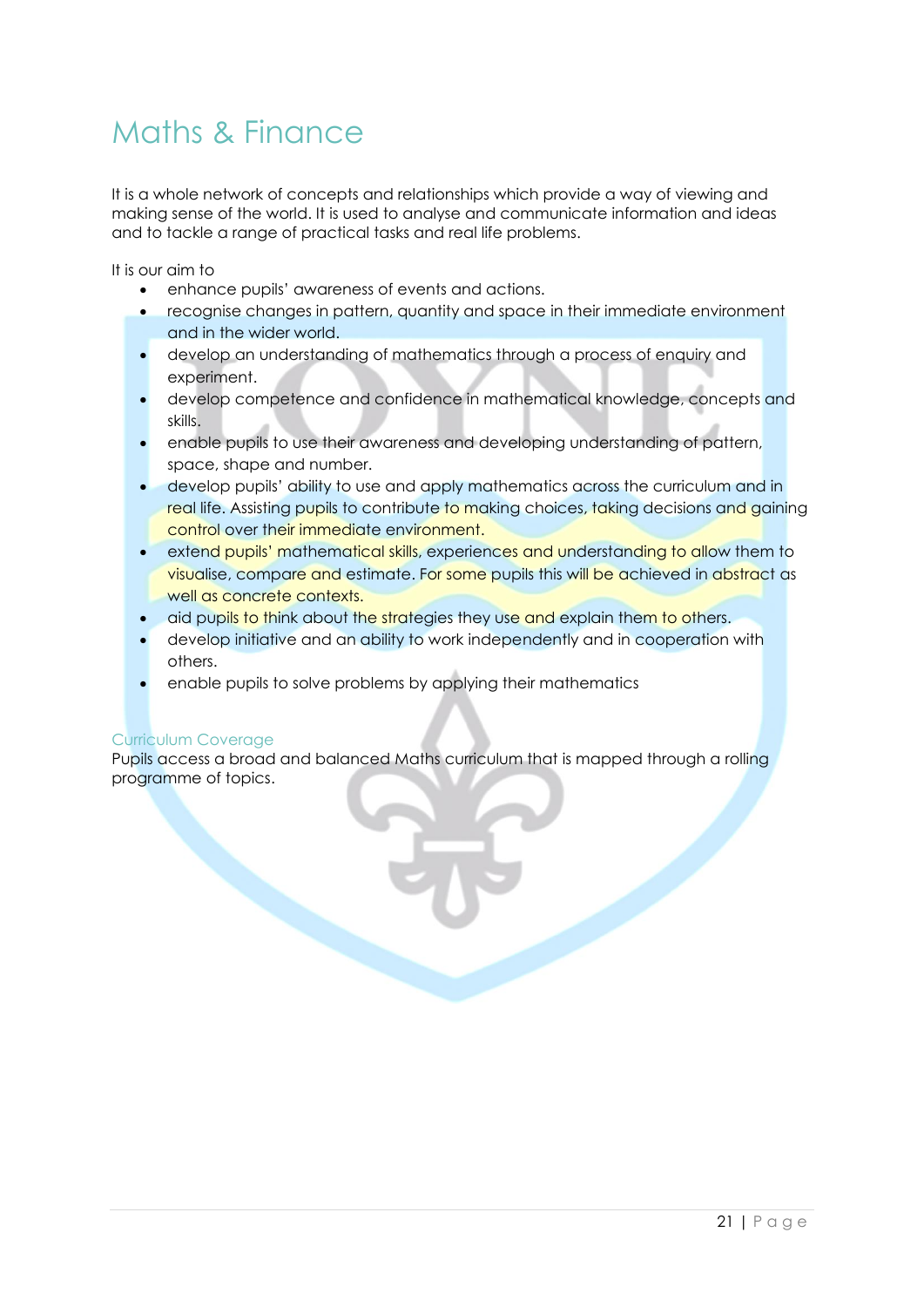# Maths & Finance

It is a whole network of concepts and relationships which provide a way of viewing and making sense of the world. It is used to analyse and communicate information and ideas and to tackle a range of practical tasks and real life problems.

It is our aim to

- enhance pupils' awareness of events and actions.
- recognise changes in pattern, quantity and space in their immediate environment and in the wider world.
- develop an understanding of mathematics through a process of enquiry and experiment.
- develop competence and confidence in mathematical knowledge, concepts and skills.
- enable pupils to use their awareness and developing understanding of pattern, space, shape and number.
- develop pupils' ability to use and apply mathematics across the curriculum and in real life. Assisting pupils to contribute to making choices, taking decisions and gaining control over their immediate environment.
- extend pupils' mathematical skills, experiences and understanding to allow them to visualise, compare and estimate. For some pupils this will be achieved in abstract as well as concrete contexts.
- aid pupils to think about the strategies they use and explain them to others.
- develop initiative and an ability to work independently and in cooperation with others.
- enable pupils to solve problems by applying their mathematics

## Curriculum Coverage

Pupils access a broad and balanced Maths curriculum that is mapped through a rolling programme of topics.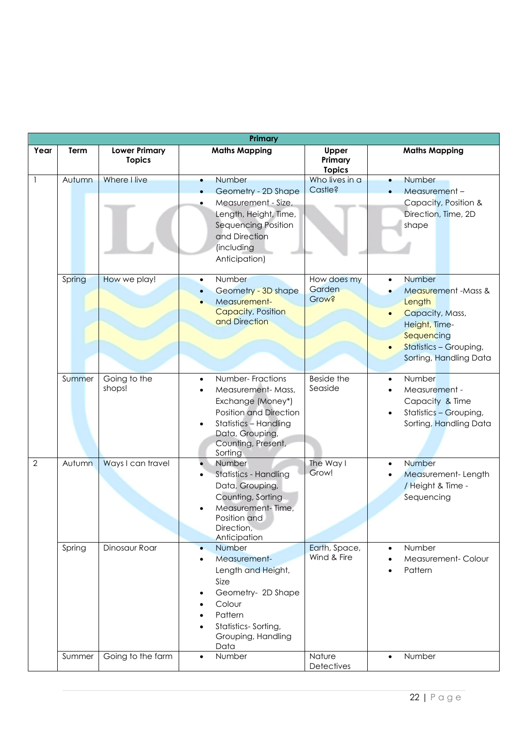| Primary | | | | | |
|---|---|---|---|---|---|
| **Year** | **Term** | **Lower Primary Topics** | **Maths Mapping** | **Upper Primary Topics** | **Maths Mapping** |
| 1 | Autumn | Where I live | • Number<br>• Geometry - 2D Shape<br>• Measurement - Size, Length, Height, Time, Sequencing Position and Direction (including Anticipation) | Who lives in a Castle? | • Number<br>• Measurement – Capacity, Position & Direction, Time, 2D shape |
| | Spring | How we play! | • Number<br>• Geometry - 3D shape<br>• Measurement- Capacity, Position and Direction | How does my Garden Grow? | • Number<br>• Measurement -Mass & Length<br>• Capacity, Mass, Height, Time- Sequencing<br>• Statistics – Grouping, Sorting, Handling Data |
| | Summer | Going to the shops! | • Number- Fractions<br>• Measurement- Mass, Exchange (Money*) Position and Direction<br>• Statistics – Handling Data, Grouping, Counting, Present, Sorting | Beside the Seaside | • Number<br>• Measurement - Capacity & Time<br>• Statistics – Grouping, Sorting, Handling Data |
| 2 | Autumn | Ways I can travel | • Number<br>• Statistics - Handling Data, Grouping, Counting, Sorting<br>• Measurement- Time, Position and Direction, Anticipation | The Way I Grow! | • Number<br>• Measurement- Length / Height & Time - Sequencing |
| | Spring | Dinosaur Roar | • Number<br>• Measurement- Length and Height, Size<br>• Geometry- 2D Shape<br>• Colour<br>• Pattern<br>• Statistics- Sorting, Grouping, Handling Data | Earth, Space, Wind & Fire | • Number<br>• Measurement- Colour<br>• Pattern |
| | Summer | Going to the farm | • Number | Nature Detectives | • Number |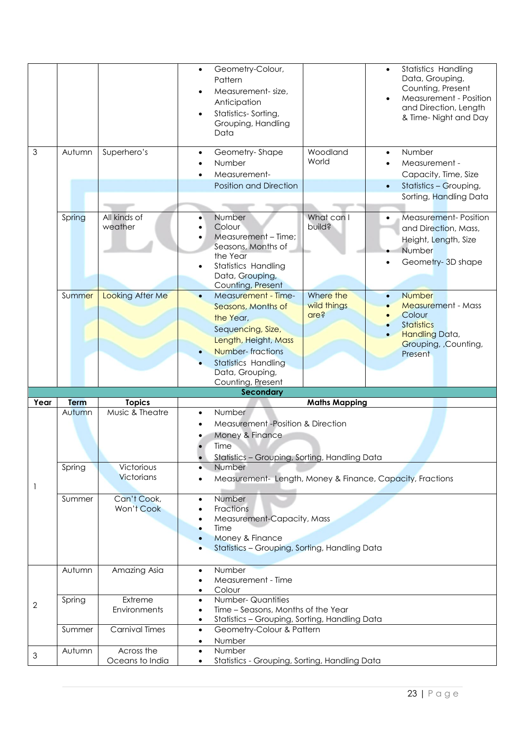| | | | | | |
|---|---|---|---|---|---|
| | | | • Geometry-Colour, Pattern<br>• Measurement- size, Anticipation<br>• Statistics- Sorting, Grouping, Handling Data | | • Statistics Handling Data, Grouping, Counting, Present<br>• Measurement - Position and Direction, Length & Time- Night and Day |
| 3 | Autumn | Superhero's | • Geometry- Shape<br>• Number<br>• Measurement- Position and Direction | Woodland World | • Number<br>• Measurement - Capacity, Time, Size<br>• Statistics – Grouping, Sorting, Handling Data |
| | Spring | All kinds of weather | • Number<br>• Colour<br>• Measurement – Time; Seasons, Months of the Year<br>• Statistics Handling Data, Grouping, Counting, Present | What can I build? | • Measurement- Position and Direction, Mass, Height, Length, Size<br>• Number<br>• Geometry- 3D shape |
| | Summer | Looking After Me | • Measurement - Time- Seasons, Months of the Year, Sequencing, Size, Length, Height, Mass<br>• Number- fractions<br>• Statistics Handling Data, Grouping, Counting, Present | Where the wild things are? | • Number<br>• Measurement - Mass<br>• Colour<br>• Statistics<br>• Handling Data, Grouping, ,Counting, Present |

**Secondary**

| Year | Term | Topics | Maths Mapping |
|---|---|---|---|
| 1 | Autumn | Music & Theatre | • Number<br>• Measurement -Position & Direction<br>• Money & Finance<br>• Time<br>• Statistics – Grouping, Sorting, Handling Data |
| | Spring | Victorious Victorians | • Number<br>• Measurement- Length, Money & Finance, Capacity, Fractions |
| | Summer | Can't Cook, Won't Cook | • Number<br>• Fractions<br>• Measurement-Capacity, Mass<br>• Time<br>• Money & Finance<br>• Statistics – Grouping, Sorting, Handling Data |
| 2 | Autumn | Amazing Asia | • Number<br>• Measurement - Time<br>• Colour |
| | Spring | Extreme Environments | • Number- Quantities<br>• Time – Seasons, Months of the Year<br>• Statistics – Grouping, Sorting, Handling Data |
| | Summer | Carnival Times | • Geometry-Colour & Pattern<br>• Number |
| 3 | Autumn | Across the Oceans to India | • Number<br>• Statistics - Grouping, Sorting, Handling Data |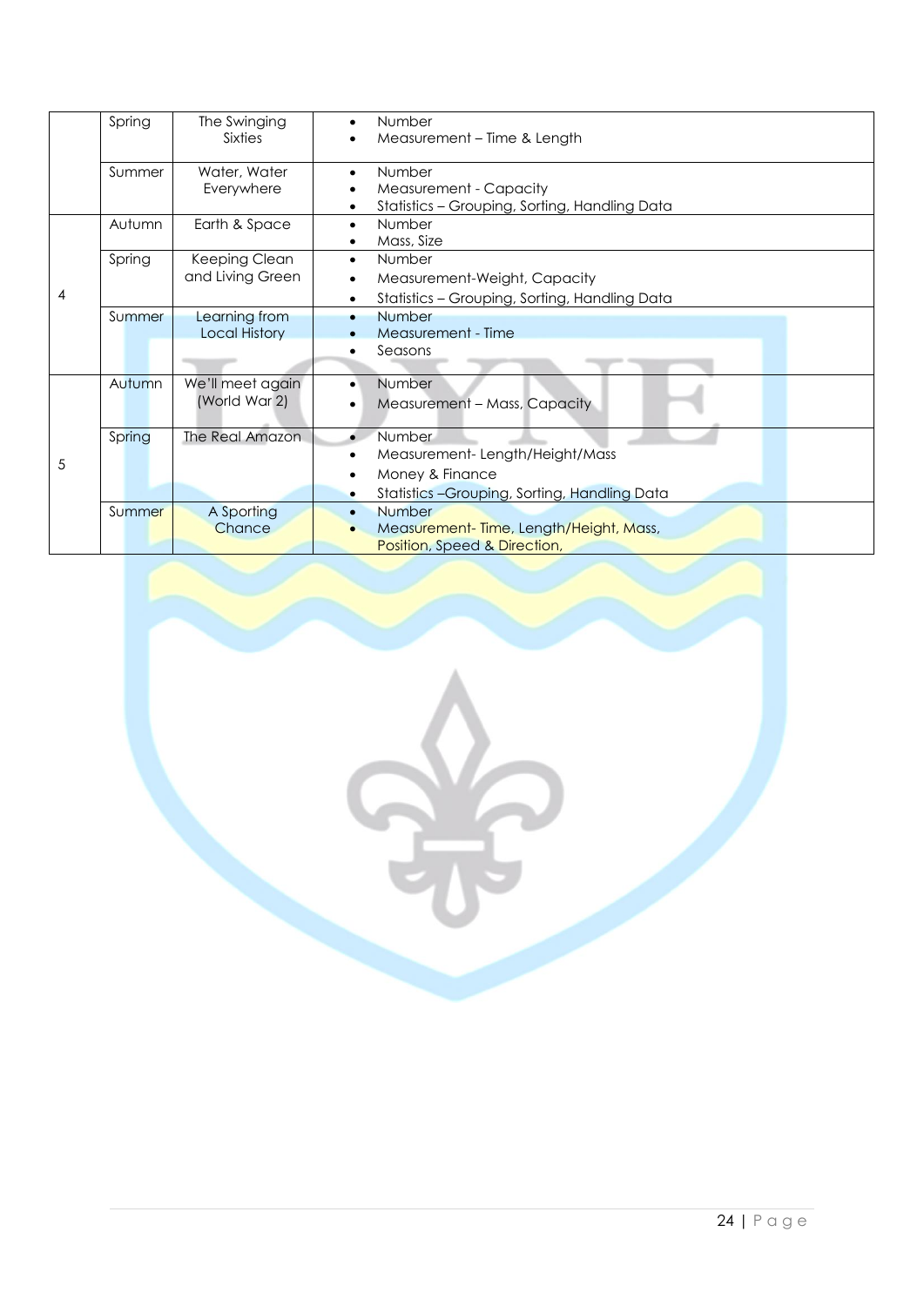| | | | |
|---|---|---|---|
| | Spring | The Swinging Sixties | • Number<br>• Measurement – Time & Length |
| | Summer | Water, Water Everywhere | • Number<br>• Measurement - Capacity<br>• Statistics – Grouping, Sorting, Handling Data |
| 4 | Autumn | Earth & Space | • Number<br>• Mass, Size |
| | Spring | Keeping Clean and Living Green | • Number<br>• Measurement-Weight, Capacity<br>• Statistics – Grouping, Sorting, Handling Data |
| | Summer | Learning from Local History | • Number<br>• Measurement - Time<br>• Seasons |
| 5 | Autumn | We'll meet again (World War 2) | • Number<br>• Measurement – Mass, Capacity |
| | Spring | The Real Amazon | • Number<br>• Measurement- Length/Height/Mass<br>• Money & Finance<br>• Statistics –Grouping, Sorting, Handling Data |
| | Summer | A Sporting Chance | • Number<br>• Measurement- Time, Length/Height, Mass, Position, Speed & Direction, |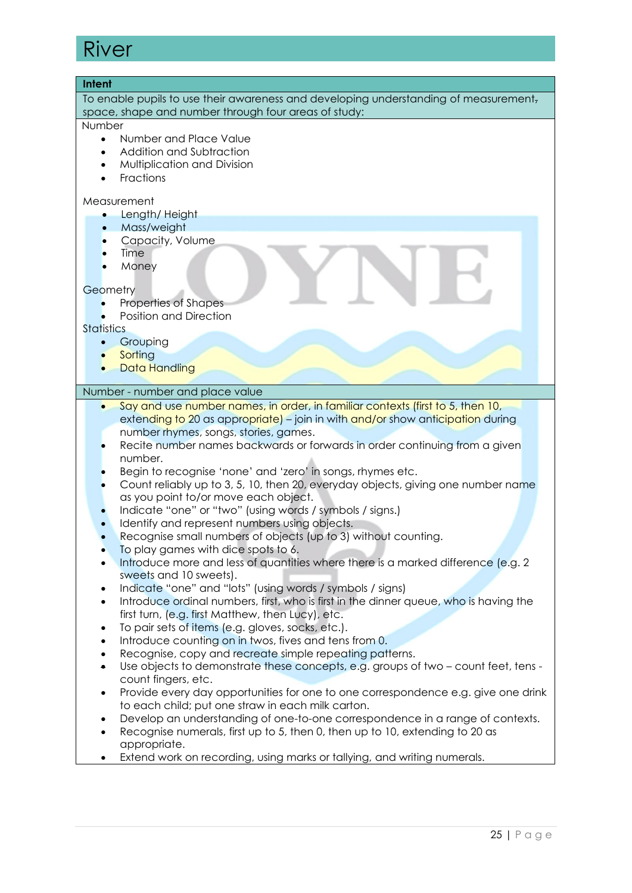# River

## Intent

To enable pupils to use their awareness and developing understanding of measurement, space, shape and number through four areas of study:

Number

- Number and Place Value
- Addition and Subtraction
- Multiplication and Division
- Fractions

Measurement

- Length/ Height
- Mass/weight
- Capacity, Volume
- Time
- Money

Geometry

- Properties of Shapes
- Position and Direction

Statistics

- Grouping
- Sorting
- Data Handling

## Number - number and place value

- Say and use number names, in order, in familiar contexts (first to 5, then 10, extending to 20 as appropriate) – join in with and/or show anticipation during number rhymes, songs, stories, games.
- Recite number names backwards or forwards in order continuing from a given number.
- Begin to recognise 'none' and 'zero' in songs, rhymes etc.
- Count reliably up to 3, 5, 10, then 20, everyday objects, giving one number name as you point to/or move each object.
- Indicate "one" or "two" (using words / symbols / signs.)
- Identify and represent numbers using objects.
- Recognise small numbers of objects (up to 3) without counting.
- To play games with dice spots to 6.
- Introduce more and less of quantities where there is a marked difference (e.g. 2 sweets and 10 sweets).
- Indicate "one" and "lots" (using words / symbols / signs)
- Introduce ordinal numbers, first, who is first in the dinner queue, who is having the first turn, (e.g. first Matthew, then Lucy), etc.
- To pair sets of items (e.g. gloves, socks, etc.).
- Introduce counting on in twos, fives and tens from 0.
- Recognise, copy and recreate simple repeating patterns.
- Use objects to demonstrate these concepts, e.g. groups of two – count feet, tens - count fingers, etc.
- Provide every day opportunities for one to one correspondence e.g. give one drink to each child; put one straw in each milk carton.
- Develop an understanding of one-to-one correspondence in a range of contexts.
- Recognise numerals, first up to 5, then 0, then up to 10, extending to 20 as appropriate.
- Extend work on recording, using marks or tallying, and writing numerals.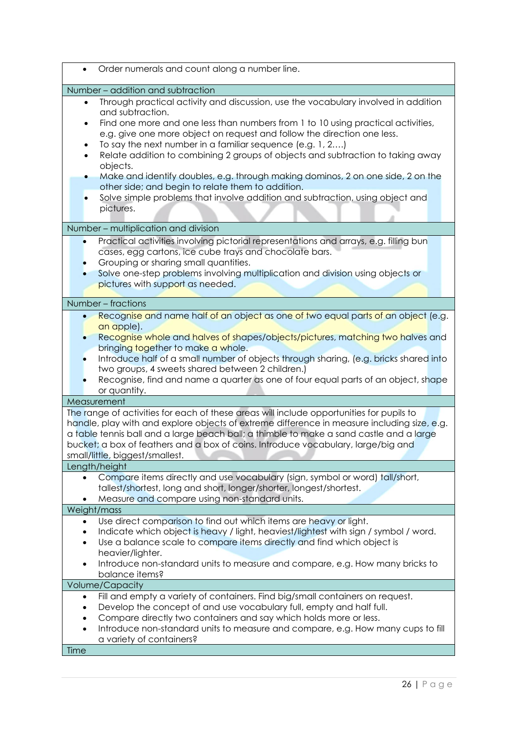- Order numerals and count along a number line.

**Number – addition and subtraction**

- Through practical activity and discussion, use the vocabulary involved in addition and subtraction.
- Find one more and one less than numbers from 1 to 10 using practical activities, e.g. give one more object on request and follow the direction one less.
- To say the next number in a familiar sequence (e.g. 1, 2….)
- Relate addition to combining 2 groups of objects and subtraction to taking away objects.
- Make and identify doubles, e.g. through making dominos, 2 on one side, 2 on the other side; and begin to relate them to addition.
- Solve simple problems that involve addition and subtraction, using object and pictures.

**Number – multiplication and division**

- Practical activities involving pictorial representations and arrays, e.g. filling bun cases, egg cartons, ice cube trays and chocolate bars.
- Grouping or sharing small quantities.
- Solve one-step problems involving multiplication and division using objects or pictures with support as needed.

**Number – fractions**

- Recognise and name half of an object as one of two equal parts of an object (e.g. an apple).
- Recognise whole and halves of shapes/objects/pictures, matching two halves and bringing together to make a whole.
- Introduce half of a small number of objects through sharing, (e.g. bricks shared into two groups, 4 sweets shared between 2 children.)
- Recognise, find and name a quarter as one of four equal parts of an object, shape or quantity.

**Measurement**

The range of activities for each of these areas will include opportunities for pupils to handle, play with and explore objects of extreme difference in measure including size, e.g. a table tennis ball and a large beach ball; a thimble to make a sand castle and a large bucket; a box of feathers and a box of coins. Introduce vocabulary, large/big and small/little, biggest/smallest.

**Length/height**

- Compare items directly and use vocabulary (sign, symbol or word) tall/short, tallest/shortest, long and short, longer/shorter, longest/shortest.
- Measure and compare using non-standard units.

**Weight/mass**

- Use direct comparison to find out which items are heavy or light.
- Indicate which object is heavy / light, heaviest/lightest with sign / symbol / word.
- Use a balance scale to compare items directly and find which object is heavier/lighter.
- Introduce non-standard units to measure and compare, e.g. How many bricks to balance items?

**Volume/Capacity**

- Fill and empty a variety of containers. Find big/small containers on request.
- Develop the concept of and use vocabulary full, empty and half full.
- Compare directly two containers and say which holds more or less.
- Introduce non-standard units to measure and compare, e.g. How many cups to fill a variety of containers?

**Time**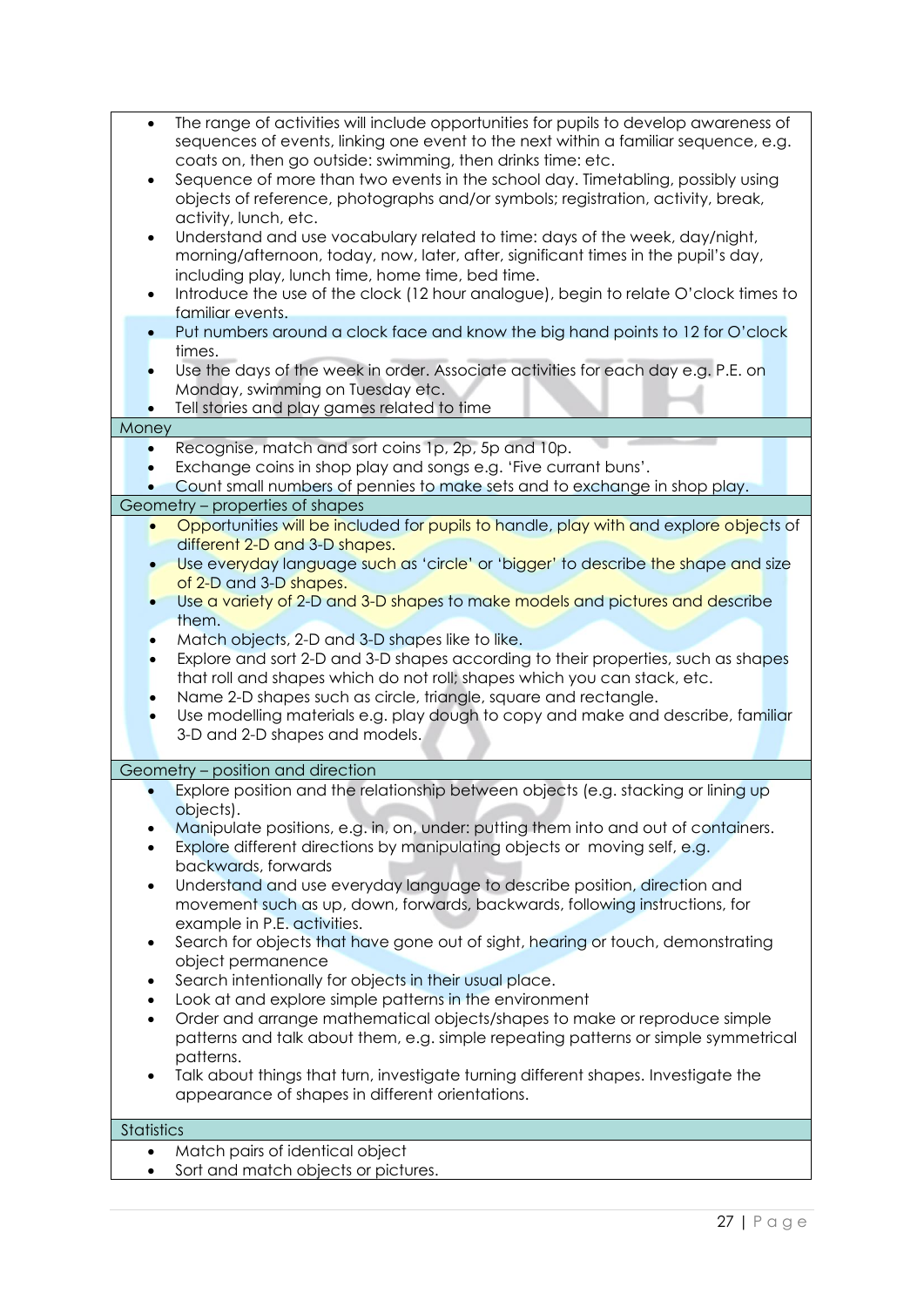- The range of activities will include opportunities for pupils to develop awareness of sequences of events, linking one event to the next within a familiar sequence, e.g. coats on, then go outside: swimming, then drinks time: etc.
- Sequence of more than two events in the school day. Timetabling, possibly using objects of reference, photographs and/or symbols; registration, activity, break, activity, lunch, etc.
- Understand and use vocabulary related to time: days of the week, day/night, morning/afternoon, today, now, later, after, significant times in the pupil's day, including play, lunch time, home time, bed time.
- Introduce the use of the clock (12 hour analogue), begin to relate O'clock times to familiar events.
- Put numbers around a clock face and know the big hand points to 12 for O'clock times.
- Use the days of the week in order. Associate activities for each day e.g. P.E. on Monday, swimming on Tuesday etc.
- Tell stories and play games related to time

### Money

- Recognise, match and sort coins 1p, 2p, 5p and 10p.
- Exchange coins in shop play and songs e.g. 'Five currant buns'.
- Count small numbers of pennies to make sets and to exchange in shop play.

### Geometry – properties of shapes

- Opportunities will be included for pupils to handle, play with and explore objects of different 2-D and 3-D shapes.
- Use everyday language such as 'circle' or 'bigger' to describe the shape and size of 2-D and 3-D shapes.
- Use a variety of 2-D and 3-D shapes to make models and pictures and describe them.
- Match objects, 2-D and 3-D shapes like to like.
- Explore and sort 2-D and 3-D shapes according to their properties, such as shapes that roll and shapes which do not roll; shapes which you can stack, etc.
- Name 2-D shapes such as circle, triangle, square and rectangle.
- Use modelling materials e.g. play dough to copy and make and describe, familiar 3-D and 2-D shapes and models.

### Geometry – position and direction

- Explore position and the relationship between objects (e.g. stacking or lining up objects).
- Manipulate positions, e.g. in, on, under: putting them into and out of containers.
- Explore different directions by manipulating objects or moving self, e.g. backwards, forwards
- Understand and use everyday language to describe position, direction and movement such as up, down, forwards, backwards, following instructions, for example in P.E. activities.
- Search for objects that have gone out of sight, hearing or touch, demonstrating object permanence
- Search intentionally for objects in their usual place.
- Look at and explore simple patterns in the environment
- Order and arrange mathematical objects/shapes to make or reproduce simple patterns and talk about them, e.g. simple repeating patterns or simple symmetrical patterns.
- Talk about things that turn, investigate turning different shapes. Investigate the appearance of shapes in different orientations.

### Statistics

- Match pairs of identical object
- Sort and match objects or pictures.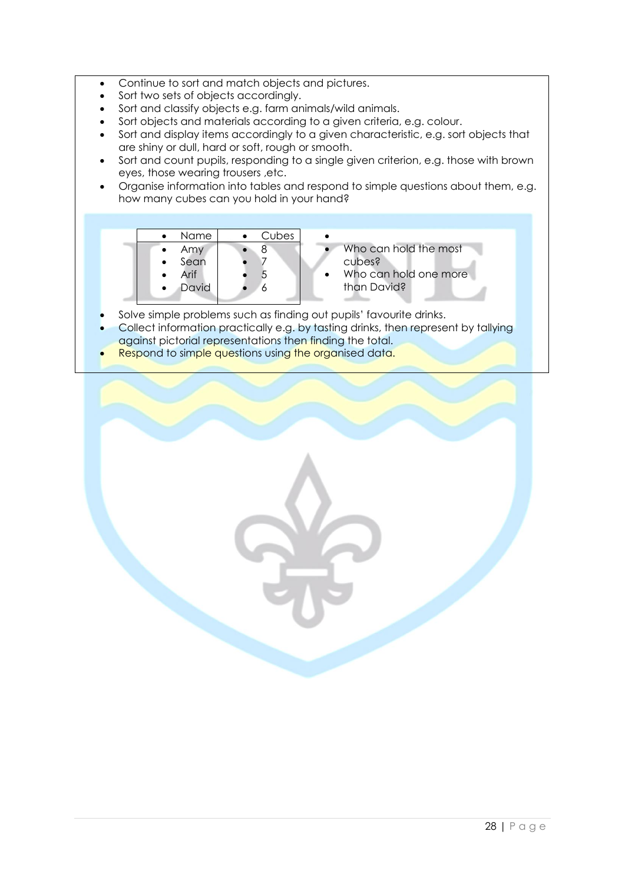- Continue to sort and match objects and pictures.
- Sort two sets of objects accordingly.
- Sort and classify objects e.g. farm animals/wild animals.
- Sort objects and materials according to a given criteria, e.g. colour.
- Sort and display items accordingly to a given characteristic, e.g. sort objects that are shiny or dull, hard or soft, rough or smooth.
- Sort and count pupils, responding to a single given criterion, e.g. those with brown eyes, those wearing trousers ,etc.
- Organise information into tables and respond to simple questions about them, e.g. how many cubes can you hold in your hand?

| Name | Cubes |
|---|---|
| Amy | 8 |
| Sean | 7 |
| Arif | 5 |
| David | 6 |

- Who can hold the most cubes?
- Who can hold one more than David?

- Solve simple problems such as finding out pupils' favourite drinks.
- Collect information practically e.g. by tasting drinks, then represent by tallying against pictorial representations then finding the total.
- Respond to simple questions using the organised data.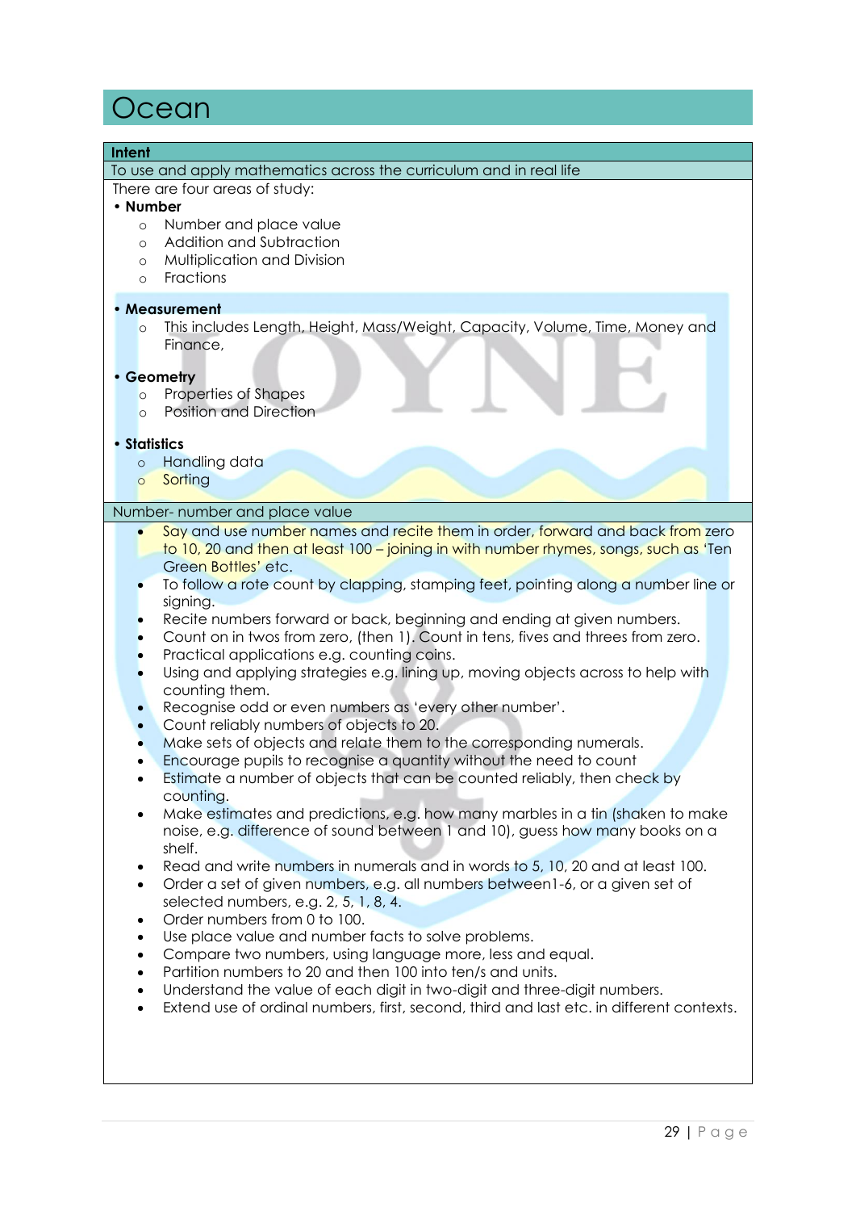# Ocean

## Intent

To use and apply mathematics across the curriculum and in real life

There are four areas of study:

- **Number**
  - Number and place value
  - Addition and Subtraction
  - Multiplication and Division
  - Fractions
- **Measurement**
  - This includes Length, Height, Mass/Weight, Capacity, Volume, Time, Money and Finance,
- **Geometry**
  - Properties of Shapes
  - Position and Direction
- **Statistics**
  - Handling data
  - Sorting

## Number- number and place value

- Say and use number names and recite them in order, forward and back from zero to 10, 20 and then at least 100 – joining in with number rhymes, songs, such as 'Ten Green Bottles' etc.
- To follow a rote count by clapping, stamping feet, pointing along a number line or signing.
- Recite numbers forward or back, beginning and ending at given numbers.
- Count on in twos from zero, (then 1). Count in tens, fives and threes from zero.
- Practical applications e.g. counting coins.
- Using and applying strategies e.g. lining up, moving objects across to help with counting them.
- Recognise odd or even numbers as 'every other number'.
- Count reliably numbers of objects to 20.
- Make sets of objects and relate them to the corresponding numerals.
- Encourage pupils to recognise a quantity without the need to count
- Estimate a number of objects that can be counted reliably, then check by counting.
- Make estimates and predictions, e.g. how many marbles in a tin (shaken to make noise, e.g. difference of sound between 1 and 10), guess how many books on a shelf.
- Read and write numbers in numerals and in words to 5, 10, 20 and at least 100.
- Order a set of given numbers, e.g. all numbers between1-6, or a given set of selected numbers, e.g. 2, 5, 1, 8, 4.
- Order numbers from 0 to 100.
- Use place value and number facts to solve problems.
- Compare two numbers, using language more, less and equal.
- Partition numbers to 20 and then 100 into ten/s and units.
- Understand the value of each digit in two-digit and three-digit numbers.
- Extend use of ordinal numbers, first, second, third and last etc. in different contexts.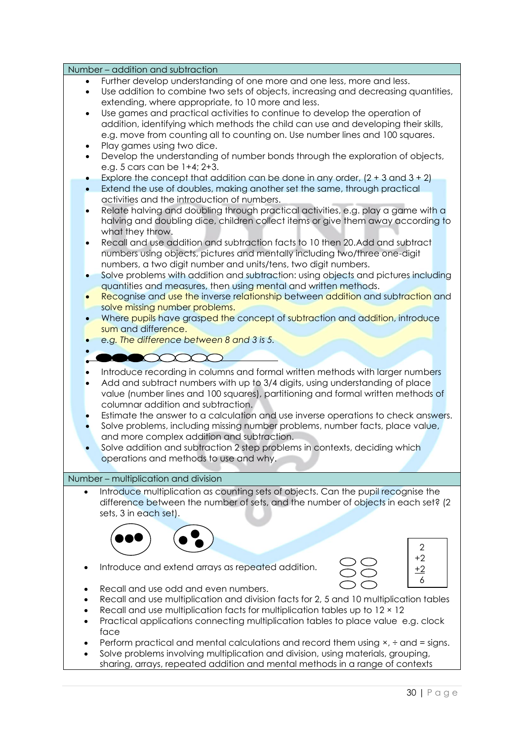## Number – addition and subtraction

- Further develop understanding of one more and one less, more and less.
- Use addition to combine two sets of objects, increasing and decreasing quantities, extending, where appropriate, to 10 more and less.
- Use games and practical activities to continue to develop the operation of addition, identifying which methods the child can use and developing their skills, e.g. move from counting all to counting on. Use number lines and 100 squares.
- Play games using two dice.
- Develop the understanding of number bonds through the exploration of objects, e.g. 5 cars can be 1+4; 2+3.
- Explore the concept that addition can be done in any order, (2 + 3 and 3 + 2)
- Extend the use of doubles, making another set the same, through practical activities and the introduction of numbers.
- Relate halving and doubling through practical activities, e.g. play a game with a halving and doubling dice, children collect items or give them away according to what they throw.
- Recall and use addition and subtraction facts to 10 then 20.Add and subtract numbers using objects, pictures and mentally including two/three one-digit numbers, a two digit number and units/tens, two digit numbers.
- Solve problems with addition and subtraction: using objects and pictures including quantities and measures, then using mental and written methods.
- Recognise and use the inverse relationship between addition and subtraction and solve missing number problems.
- Where pupils have grasped the concept of subtraction and addition, introduce sum and difference.
- *e.g. The difference between 8 and 3 is 5.*
- 
- ●●●○○○○○
- Introduce recording in columns and formal written methods with larger numbers
- Add and subtract numbers with up to 3/4 digits, using understanding of place value (number lines and 100 squares), partitioning and formal written methods of columnar addition and subtraction.
- Estimate the answer to a calculation and use inverse operations to check answers.
- Solve problems, including missing number problems, number facts, place value, and more complex addition and subtraction.
- Solve addition and subtraction 2 step problems in contexts, deciding which operations and methods to use and why.

## Number – multiplication and division

- Introduce multiplication as counting sets of objects. Can the pupil recognise the difference between the number of sets, and the number of objects in each set? (2 sets, 3 in each set).

  (●●●) (●●●)

- Introduce and extend arrays as repeated addition.

  ○○
  ○○
  ○○

  2
  +2
  +2
  6

- Recall and use odd and even numbers.
- Recall and use multiplication and division facts for 2, 5 and 10 multiplication tables
- Recall and use multiplication facts for multiplication tables up to 12 × 12
- Practical applications connecting multiplication tables to place value e.g. clock face
- Perform practical and mental calculations and record them using ×, ÷ and = signs.
- Solve problems involving multiplication and division, using materials, grouping, sharing, arrays, repeated addition and mental methods in a range of contexts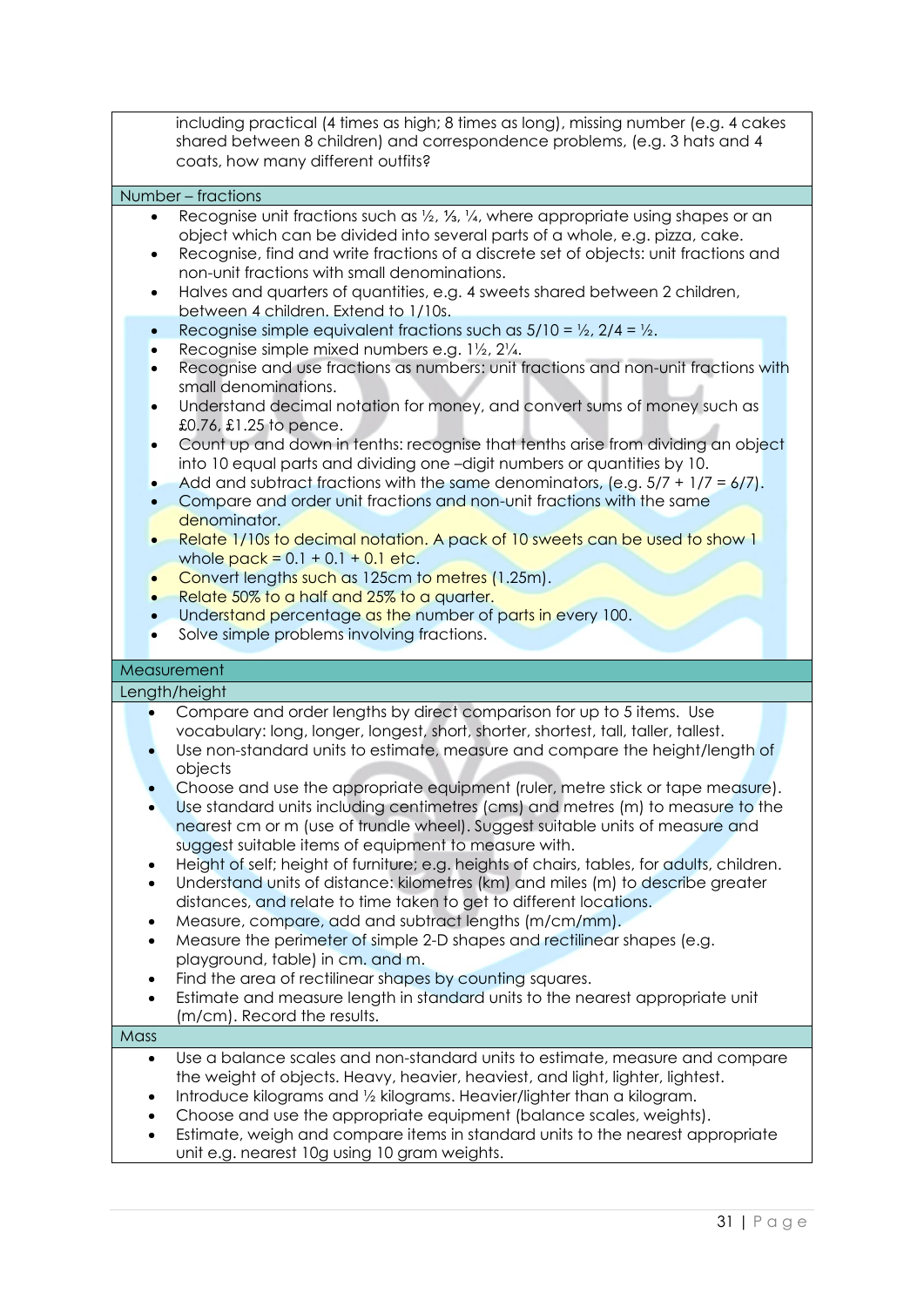including practical (4 times as high; 8 times as long), missing number (e.g. 4 cakes shared between 8 children) and correspondence problems, (e.g. 3 hats and 4 coats, how many different outfits?

### Number – fractions

- Recognise unit fractions such as ½, ⅓, ¼, where appropriate using shapes or an object which can be divided into several parts of a whole, e.g. pizza, cake.
- Recognise, find and write fractions of a discrete set of objects: unit fractions and non-unit fractions with small denominations.
- Halves and quarters of quantities, e.g. 4 sweets shared between 2 children, between 4 children. Extend to 1/10s.
- Recognise simple equivalent fractions such as 5/10 = ½, 2/4 = ½.
- Recognise simple mixed numbers e.g. 1½, 2¼.
- Recognise and use fractions as numbers: unit fractions and non-unit fractions with small denominations.
- Understand decimal notation for money, and convert sums of money such as £0.76, £1.25 to pence.
- Count up and down in tenths: recognise that tenths arise from dividing an object into 10 equal parts and dividing one –digit numbers or quantities by 10.
- Add and subtract fractions with the same denominators, (e.g. 5/7 + 1/7 = 6/7).
- Compare and order unit fractions and non-unit fractions with the same denominator.
- Relate 1/10s to decimal notation. A pack of 10 sweets can be used to show 1 whole pack = 0.1 + 0.1 + 0.1 etc.
- Convert lengths such as 125cm to metres (1.25m).
- Relate 50% to a half and 25% to a quarter.
- Understand percentage as the number of parts in every 100.
- Solve simple problems involving fractions.

## Measurement

### Length/height

- Compare and order lengths by direct comparison for up to 5 items. Use vocabulary: long, longer, longest, short, shorter, shortest, tall, taller, tallest.
- Use non-standard units to estimate, measure and compare the height/length of objects
- Choose and use the appropriate equipment (ruler, metre stick or tape measure).
- Use standard units including centimetres (cms) and metres (m) to measure to the nearest cm or m (use of trundle wheel). Suggest suitable units of measure and suggest suitable items of equipment to measure with.
- Height of self; height of furniture; e.g. heights of chairs, tables, for adults, children.
- Understand units of distance: kilometres (km) and miles (m) to describe greater distances, and relate to time taken to get to different locations.
- Measure, compare, add and subtract lengths (m/cm/mm).
- Measure the perimeter of simple 2-D shapes and rectilinear shapes (e.g. playground, table) in cm. and m.
- Find the area of rectilinear shapes by counting squares.
- Estimate and measure length in standard units to the nearest appropriate unit (m/cm). Record the results.

### Mass

- Use a balance scales and non-standard units to estimate, measure and compare the weight of objects. Heavy, heavier, heaviest, and light, lighter, lightest.
- Introduce kilograms and ½ kilograms. Heavier/lighter than a kilogram.
- Choose and use the appropriate equipment (balance scales, weights).
- Estimate, weigh and compare items in standard units to the nearest appropriate unit e.g. nearest 10g using 10 gram weights.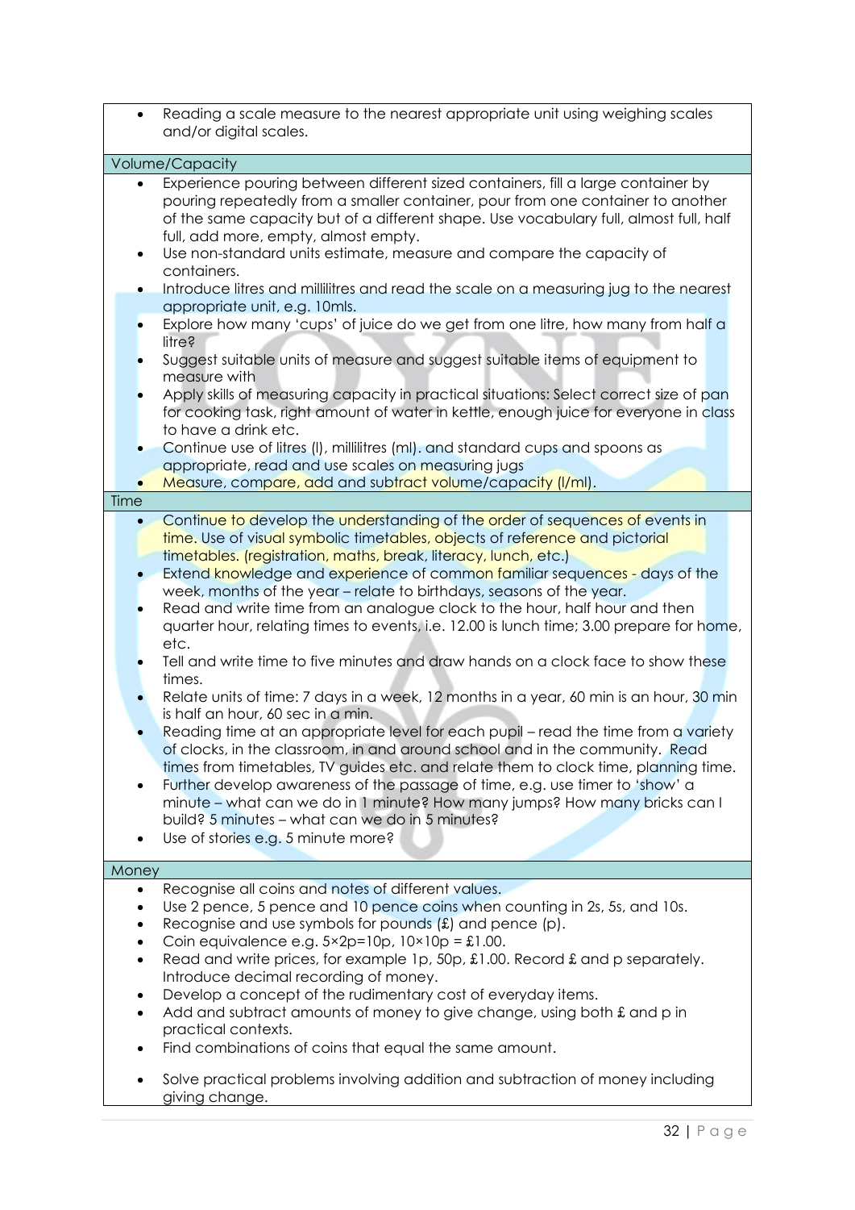- Reading a scale measure to the nearest appropriate unit using weighing scales and/or digital scales.

### Volume/Capacity

- Experience pouring between different sized containers, fill a large container by pouring repeatedly from a smaller container, pour from one container to another of the same capacity but of a different shape. Use vocabulary full, almost full, half full, add more, empty, almost empty.
- Use non-standard units estimate, measure and compare the capacity of containers.
- Introduce litres and millilitres and read the scale on a measuring jug to the nearest appropriate unit, e.g. 10mls.
- Explore how many 'cups' of juice do we get from one litre, how many from half a litre?
- Suggest suitable units of measure and suggest suitable items of equipment to measure with
- Apply skills of measuring capacity in practical situations: Select correct size of pan for cooking task, right amount of water in kettle, enough juice for everyone in class to have a drink etc.
- Continue use of litres (l), millilitres (ml). and standard cups and spoons as appropriate, read and use scales on measuring jugs
- Measure, compare, add and subtract volume/capacity (l/ml).

### Time

- Continue to develop the understanding of the order of sequences of events in time. Use of visual symbolic timetables, objects of reference and pictorial timetables. (registration, maths, break, literacy, lunch, etc.)
- Extend knowledge and experience of common familiar sequences - days of the week, months of the year – relate to birthdays, seasons of the year.
- Read and write time from an analogue clock to the hour, half hour and then quarter hour, relating times to events, i.e. 12.00 is lunch time; 3.00 prepare for home, etc.
- Tell and write time to five minutes and draw hands on a clock face to show these times.
- Relate units of time: 7 days in a week, 12 months in a year, 60 min is an hour, 30 min is half an hour, 60 sec in a min.
- Reading time at an appropriate level for each pupil – read the time from a variety of clocks, in the classroom, in and around school and in the community. Read times from timetables, TV guides etc. and relate them to clock time, planning time.
- Further develop awareness of the passage of time, e.g. use timer to 'show' a minute – what can we do in 1 minute? How many jumps? How many bricks can I build? 5 minutes – what can we do in 5 minutes?
- Use of stories e.g. 5 minute more?

### Money

- Recognise all coins and notes of different values.
- Use 2 pence, 5 pence and 10 pence coins when counting in 2s, 5s, and 10s.
- Recognise and use symbols for pounds (£) and pence (p).
- Coin equivalence e.g. 5×2p=10p, 10×10p = £1.00.
- Read and write prices, for example 1p, 50p, £1.00. Record £ and p separately. Introduce decimal recording of money.
- Develop a concept of the rudimentary cost of everyday items.
- Add and subtract amounts of money to give change, using both £ and p in practical contexts.
- Find combinations of coins that equal the same amount.
- Solve practical problems involving addition and subtraction of money including giving change.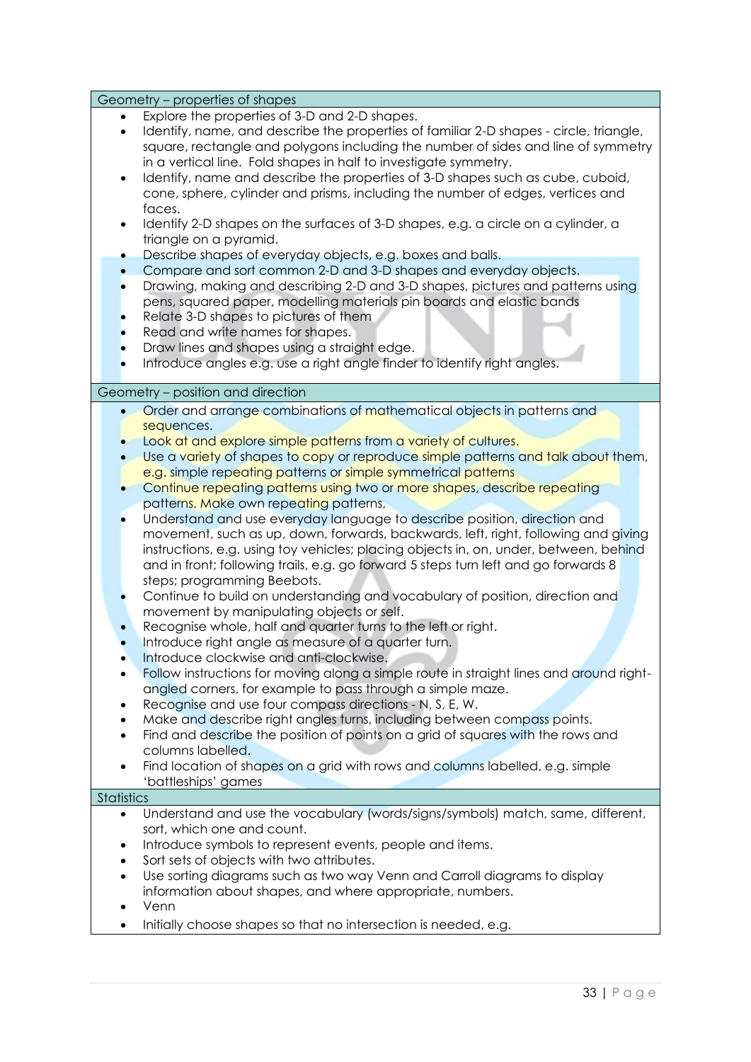## Geometry – properties of shapes

- Explore the properties of 3-D and 2-D shapes.
- Identify, name, and describe the properties of familiar 2-D shapes - circle, triangle, square, rectangle and polygons including the number of sides and line of symmetry in a vertical line. Fold shapes in half to investigate symmetry.
- Identify, name and describe the properties of 3-D shapes such as cube, cuboid, cone, sphere, cylinder and prisms, including the number of edges, vertices and faces.
- Identify 2-D shapes on the surfaces of 3-D shapes, e.g. a circle on a cylinder, a triangle on a pyramid.
- Describe shapes of everyday objects, e.g. boxes and balls.
- Compare and sort common 2-D and 3-D shapes and everyday objects.
- Drawing, making and describing 2-D and 3-D shapes, pictures and patterns using pens, squared paper, modelling materials pin boards and elastic bands
- Relate 3-D shapes to pictures of them
- Read and write names for shapes.
- Draw lines and shapes using a straight edge.
- Introduce angles e.g. use a right angle finder to identify right angles.

## Geometry – position and direction

- Order and arrange combinations of mathematical objects in patterns and sequences.
- Look at and explore simple patterns from a variety of cultures.
- Use a variety of shapes to copy or reproduce simple patterns and talk about them, e.g. simple repeating patterns or simple symmetrical patterns
- Continue repeating patterns using two or more shapes, describe repeating patterns. Make own repeating patterns,
- Understand and use everyday language to describe position, direction and movement, such as up, down, forwards, backwards, left, right, following and giving instructions, e.g. using toy vehicles; placing objects in, on, under, between, behind and in front; following trails, e.g. go forward 5 steps turn left and go forwards 8 steps; programming Beebots.
- Continue to build on understanding and vocabulary of position, direction and movement by manipulating objects or self.
- Recognise whole, half and quarter turns to the left or right.
- Introduce right angle as measure of a quarter turn.
- Introduce clockwise and anti-clockwise.
- Follow instructions for moving along a simple route in straight lines and around right-angled corners, for example to pass through a simple maze.
- Recognise and use four compass directions - N, S, E, W.
- Make and describe right angles turns, including between compass points.
- Find and describe the position of points on a grid of squares with the rows and columns labelled.
- Find location of shapes on a grid with rows and columns labelled, e.g. simple 'battleships' games

## Statistics

- Understand and use the vocabulary (words/signs/symbols) match, same, different, sort, which one and count.
- Introduce symbols to represent events, people and items.
- Sort sets of objects with two attributes.
- Use sorting diagrams such as two way Venn and Carroll diagrams to display information about shapes, and where appropriate, numbers.
- Venn
- Initially choose shapes so that no intersection is needed, e.g.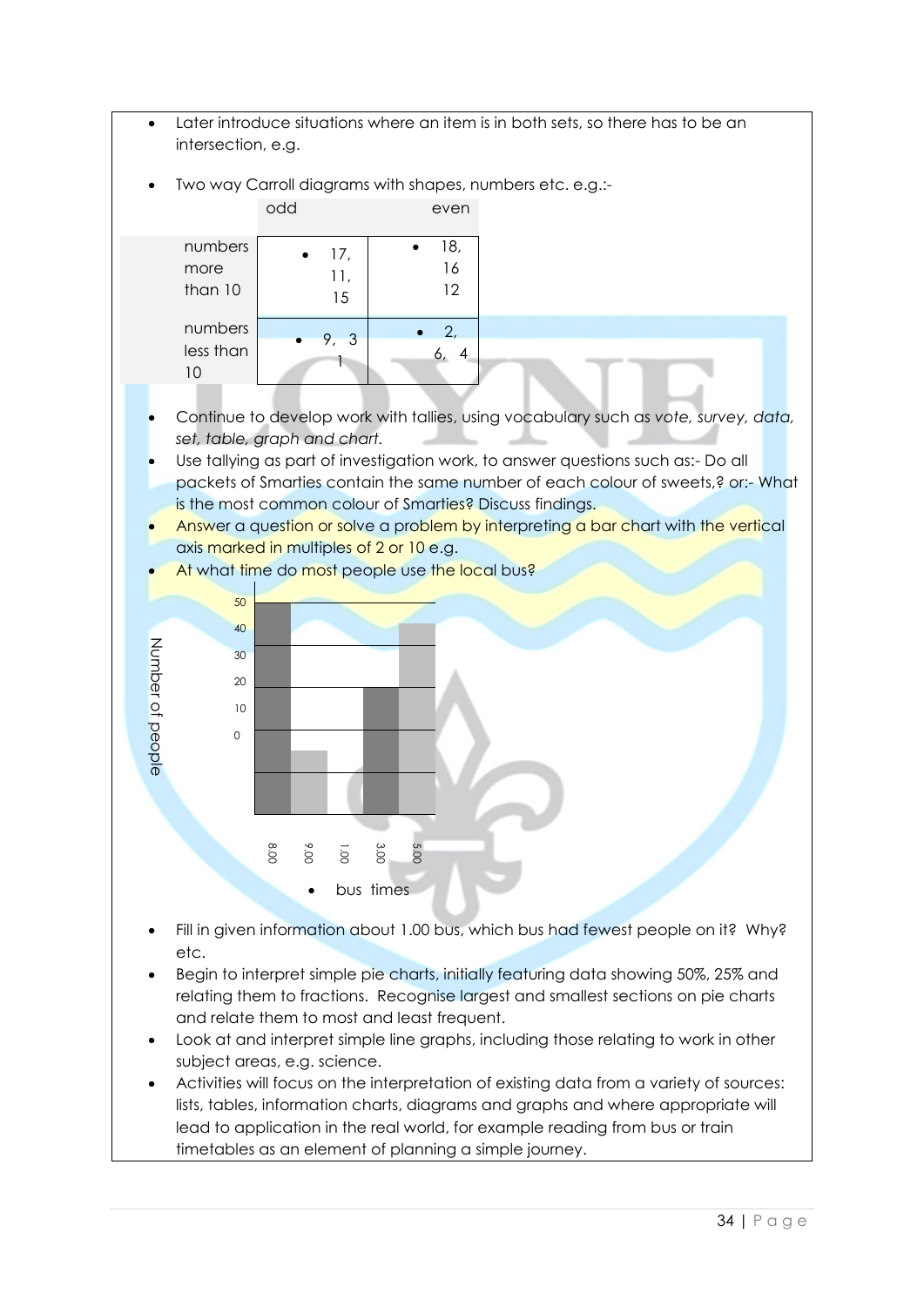- Later introduce situations where an item is in both sets, so there has to be an intersection, e.g.
- Two way Carroll diagrams with shapes, numbers etc. e.g.:-

| | odd | even |
|---|---|---|
| numbers more than 10 | • 17, 11, 15 | • 18, 16 12 |
| numbers less than 10 | • 9, 3 1 | • 2, 6, 4 |

- Continue to develop work with tallies, using vocabulary such as *vote, survey, data, set, table, graph and chart.*
- Use tallying as part of investigation work, to answer questions such as:- Do all packets of Smarties contain the same number of each colour of sweets,? or:- What is the most common colour of Smarties? Discuss findings.
- Answer a question or solve a problem by interpreting a bar chart with the vertical axis marked in multiples of 2 or 10 e.g.
- At what time do most people use the local bus?

Number of people

50
40
30
20
10
0

8.00 9.00 1.00 3.00 5.00

- bus times

- Fill in given information about 1.00 bus, which bus had fewest people on it? Why? etc.
- Begin to interpret simple pie charts, initially featuring data showing 50%, 25% and relating them to fractions. Recognise largest and smallest sections on pie charts and relate them to most and least frequent.
- Look at and interpret simple line graphs, including those relating to work in other subject areas, e.g. science.
- Activities will focus on the interpretation of existing data from a variety of sources: lists, tables, information charts, diagrams and graphs and where appropriate will lead to application in the real world, for example reading from bus or train timetables as an element of planning a simple journey.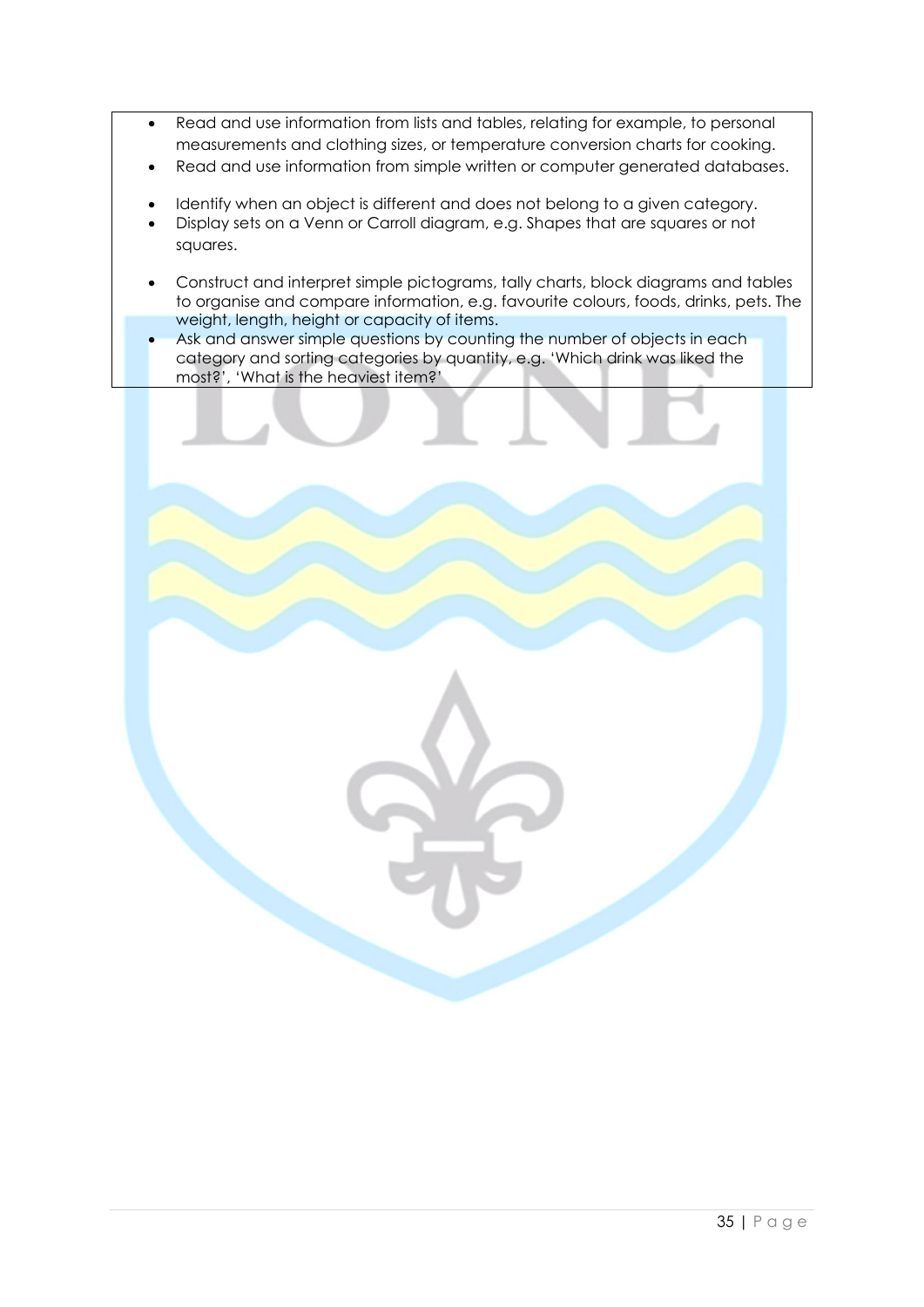- Read and use information from lists and tables, relating for example, to personal measurements and clothing sizes, or temperature conversion charts for cooking.
- Read and use information from simple written or computer generated databases.

- Identify when an object is different and does not belong to a given category.
- Display sets on a Venn or Carroll diagram, e.g. Shapes that are squares or not squares.

- Construct and interpret simple pictograms, tally charts, block diagrams and tables to organise and compare information, e.g. favourite colours, foods, drinks, pets. The weight, length, height or capacity of items.
- Ask and answer simple questions by counting the number of objects in each category and sorting categories by quantity, e.g. 'Which drink was liked the most?', 'What is the heaviest item?'